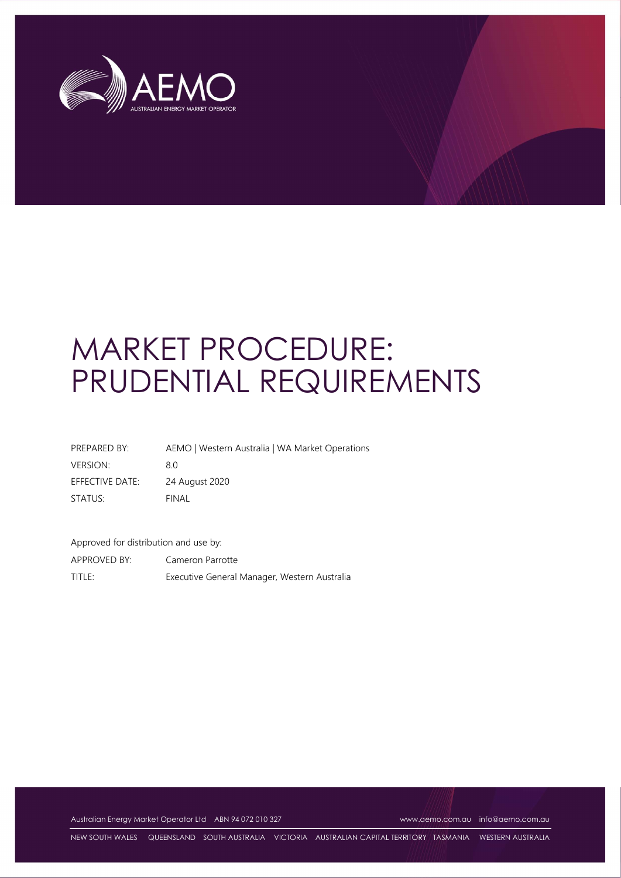# MARKET PROCEDURE: PRUDENTIAL REQUIREMENTS

| | |
|---|---|
| PREPARED BY: | AEMO \| Western Australia \| WA Market Operations |
| VERSION: | 8.0 |
| EFFECTIVE DATE: | 24 August 2020 |
| STATUS: | FINAL |

Approved for distribution and use by:

| | |
|---|---|
| APPROVED BY: | Cameron Parrotte |
| TITLE: | Executive General Manager, Western Australia |

Australian Energy Market Operator Ltd ABN 94 072 010 327 www.aemo.com.au info@aemo.com.au

NEW SOUTH WALES QUEENSLAND SOUTH AUSTRALIA VICTORIA AUSTRALIAN CAPITAL TERRITORY TASMANIA WESTERN AUSTRALIA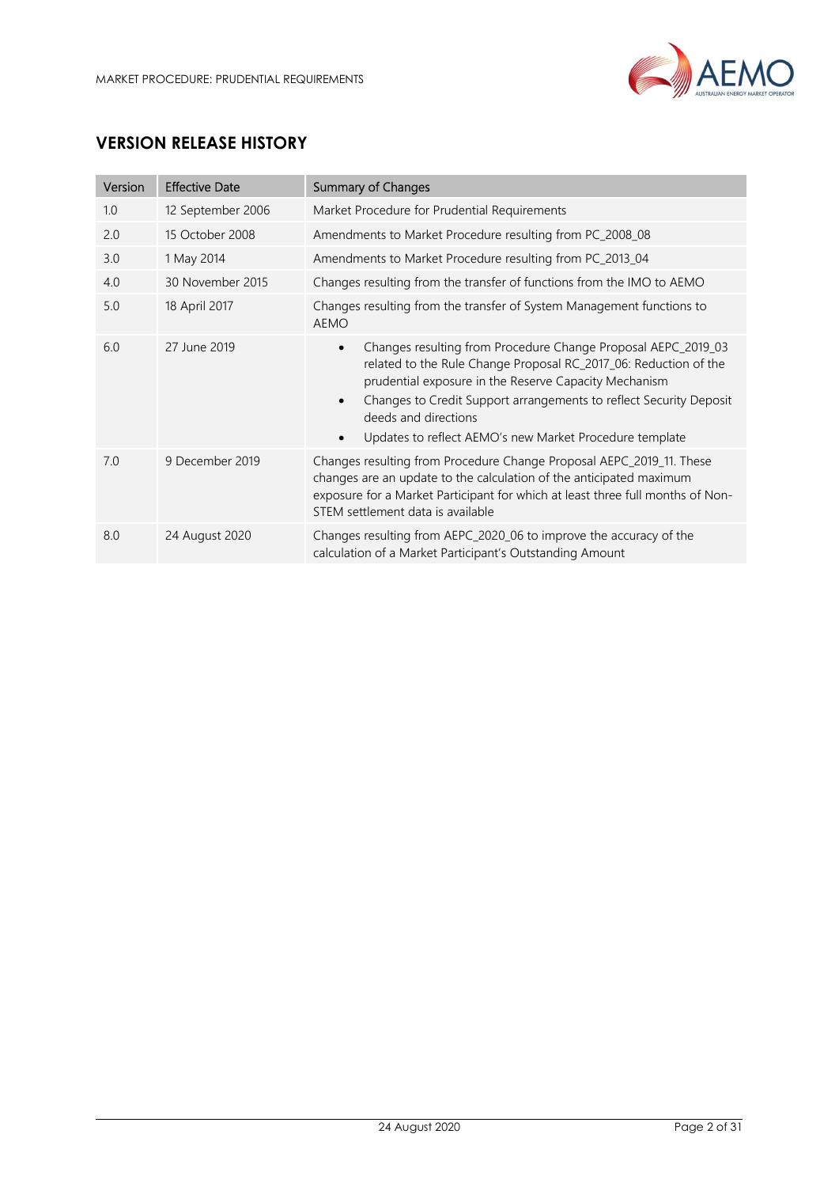## VERSION RELEASE HISTORY

| Version | Effective Date | Summary of Changes |
|---|---|---|
| 1.0 | 12 September 2006 | Market Procedure for Prudential Requirements |
| 2.0 | 15 October 2008 | Amendments to Market Procedure resulting from PC_2008_08 |
| 3.0 | 1 May 2014 | Amendments to Market Procedure resulting from PC_2013_04 |
| 4.0 | 30 November 2015 | Changes resulting from the transfer of functions from the IMO to AEMO |
| 5.0 | 18 April 2017 | Changes resulting from the transfer of System Management functions to AEMO |
| 6.0 | 27 June 2019 | • Changes resulting from Procedure Change Proposal AEPC_2019_03 related to the Rule Change Proposal RC_2017_06: Reduction of the prudential exposure in the Reserve Capacity Mechanism<br>• Changes to Credit Support arrangements to reflect Security Deposit deeds and directions<br>• Updates to reflect AEMO's new Market Procedure template |
| 7.0 | 9 December 2019 | Changes resulting from Procedure Change Proposal AEPC_2019_11. These changes are an update to the calculation of the anticipated maximum exposure for a Market Participant for which at least three full months of Non-STEM settlement data is available |
| 8.0 | 24 August 2020 | Changes resulting from AEPC_2020_06 to improve the accuracy of the calculation of a Market Participant's Outstanding Amount |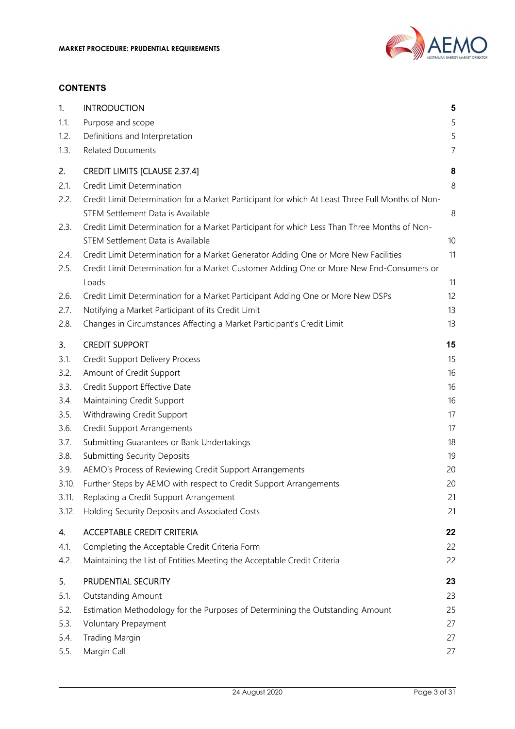## CONTENTS

| | | |
|---|---|---|
| **1.** | **INTRODUCTION** | **5** |
| 1.1. | Purpose and scope | 5 |
| 1.2. | Definitions and Interpretation | 5 |
| 1.3. | Related Documents | 7 |
| **2.** | **CREDIT LIMITS [CLAUSE 2.37.4]** | **8** |
| 2.1. | Credit Limit Determination | 8 |
| 2.2. | Credit Limit Determination for a Market Participant for which At Least Three Full Months of Non-STEM Settlement Data is Available | 8 |
| 2.3. | Credit Limit Determination for a Market Participant for which Less Than Three Months of Non-STEM Settlement Data is Available | 10 |
| 2.4. | Credit Limit Determination for a Market Generator Adding One or More New Facilities | 11 |
| 2.5. | Credit Limit Determination for a Market Customer Adding One or More New End-Consumers or Loads | 11 |
| 2.6. | Credit Limit Determination for a Market Participant Adding One or More New DSPs | 12 |
| 2.7. | Notifying a Market Participant of its Credit Limit | 13 |
| 2.8. | Changes in Circumstances Affecting a Market Participant's Credit Limit | 13 |
| **3.** | **CREDIT SUPPORT** | **15** |
| 3.1. | Credit Support Delivery Process | 15 |
| 3.2. | Amount of Credit Support | 16 |
| 3.3. | Credit Support Effective Date | 16 |
| 3.4. | Maintaining Credit Support | 16 |
| 3.5. | Withdrawing Credit Support | 17 |
| 3.6. | Credit Support Arrangements | 17 |
| 3.7. | Submitting Guarantees or Bank Undertakings | 18 |
| 3.8. | Submitting Security Deposits | 19 |
| 3.9. | AEMO's Process of Reviewing Credit Support Arrangements | 20 |
| 3.10. | Further Steps by AEMO with respect to Credit Support Arrangements | 20 |
| 3.11. | Replacing a Credit Support Arrangement | 21 |
| 3.12. | Holding Security Deposits and Associated Costs | 21 |
| **4.** | **ACCEPTABLE CREDIT CRITERIA** | **22** |
| 4.1. | Completing the Acceptable Credit Criteria Form | 22 |
| 4.2. | Maintaining the List of Entities Meeting the Acceptable Credit Criteria | 22 |
| **5.** | **PRUDENTIAL SECURITY** | **23** |
| 5.1. | Outstanding Amount | 23 |
| 5.2. | Estimation Methodology for the Purposes of Determining the Outstanding Amount | 25 |
| 5.3. | Voluntary Prepayment | 27 |
| 5.4. | Trading Margin | 27 |
| 5.5. | Margin Call | 27 |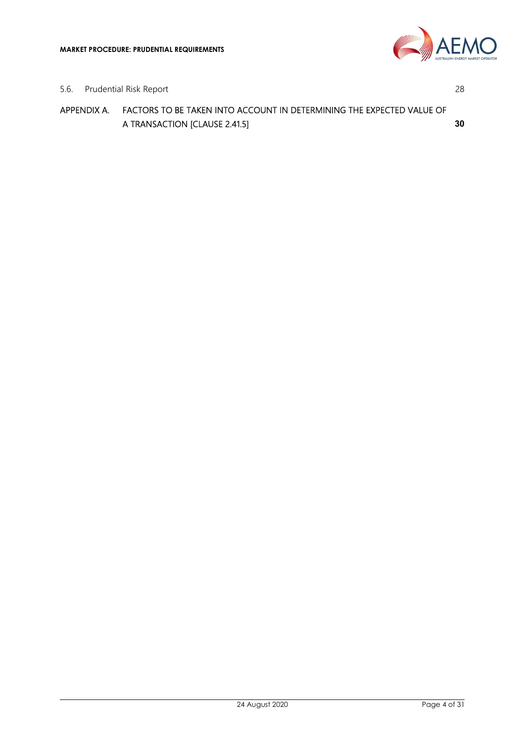5.6. Prudential Risk Report 28

APPENDIX A. FACTORS TO BE TAKEN INTO ACCOUNT IN DETERMINING THE EXPECTED VALUE OF A TRANSACTION [CLAUSE 2.41.5] **30**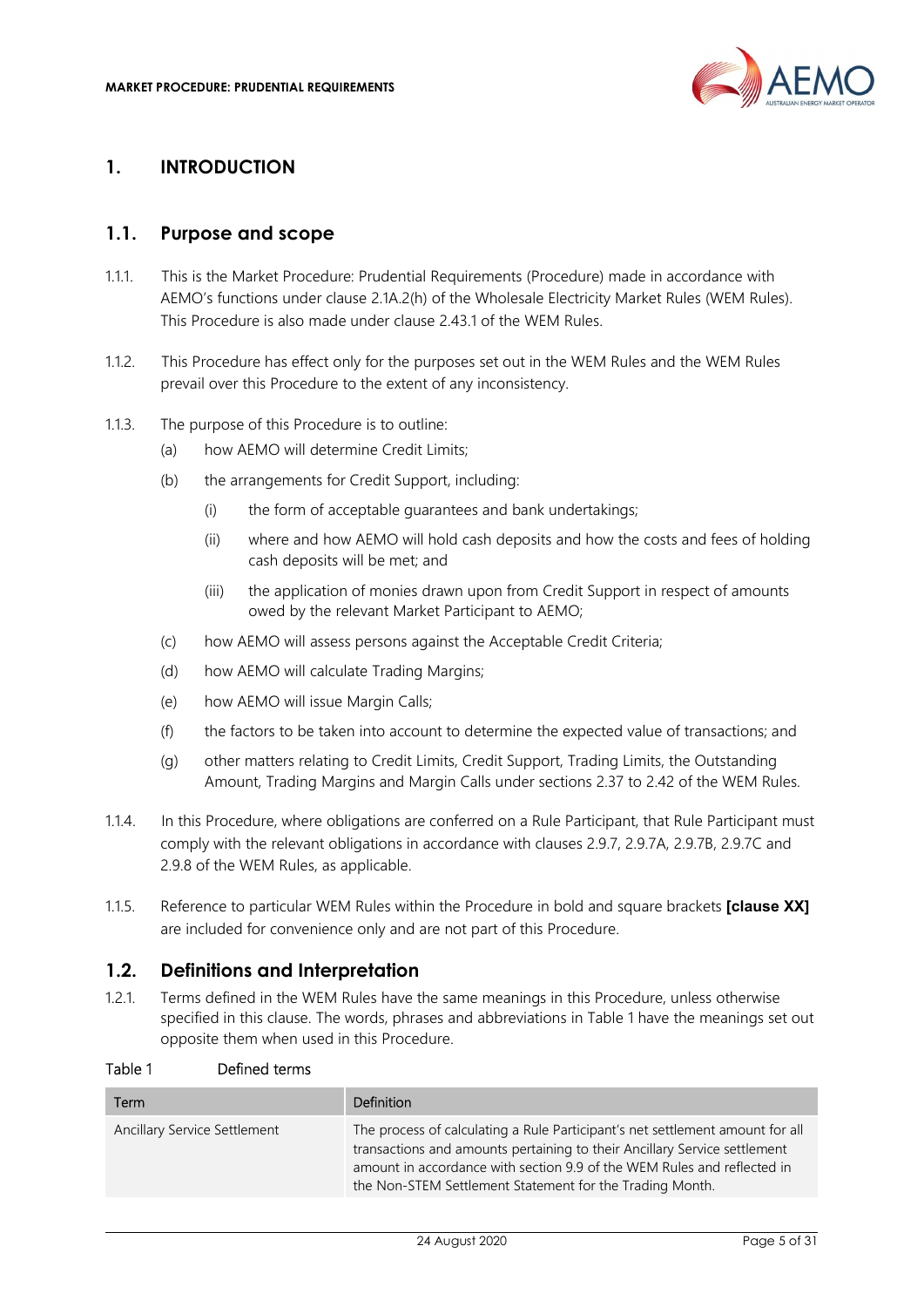# 1. INTRODUCTION

## 1.1. Purpose and scope

1.1.1. This is the Market Procedure: Prudential Requirements (Procedure) made in accordance with AEMO's functions under clause 2.1A.2(h) of the Wholesale Electricity Market Rules (WEM Rules). This Procedure is also made under clause 2.43.1 of the WEM Rules.

1.1.2. This Procedure has effect only for the purposes set out in the WEM Rules and the WEM Rules prevail over this Procedure to the extent of any inconsistency.

1.1.3. The purpose of this Procedure is to outline:

- (a) how AEMO will determine Credit Limits;
- (b) the arrangements for Credit Support, including:
  - (i) the form of acceptable guarantees and bank undertakings;
  - (ii) where and how AEMO will hold cash deposits and how the costs and fees of holding cash deposits will be met; and
  - (iii) the application of monies drawn upon from Credit Support in respect of amounts owed by the relevant Market Participant to AEMO;
- (c) how AEMO will assess persons against the Acceptable Credit Criteria;
- (d) how AEMO will calculate Trading Margins;
- (e) how AEMO will issue Margin Calls;
- (f) the factors to be taken into account to determine the expected value of transactions; and
- (g) other matters relating to Credit Limits, Credit Support, Trading Limits, the Outstanding Amount, Trading Margins and Margin Calls under sections 2.37 to 2.42 of the WEM Rules.

1.1.4. In this Procedure, where obligations are conferred on a Rule Participant, that Rule Participant must comply with the relevant obligations in accordance with clauses 2.9.7, 2.9.7A, 2.9.7B, 2.9.7C and 2.9.8 of the WEM Rules, as applicable.

1.1.5. Reference to particular WEM Rules within the Procedure in bold and square brackets **[clause XX]** are included for convenience only and are not part of this Procedure.

## 1.2. Definitions and Interpretation

1.2.1. Terms defined in the WEM Rules have the same meanings in this Procedure, unless otherwise specified in this clause. The words, phrases and abbreviations in Table 1 have the meanings set out opposite them when used in this Procedure.

Table 1 Defined terms

| Term | Definition |
| --- | --- |
| Ancillary Service Settlement | The process of calculating a Rule Participant's net settlement amount for all transactions and amounts pertaining to their Ancillary Service settlement amount in accordance with section 9.9 of the WEM Rules and reflected in the Non-STEM Settlement Statement for the Trading Month. |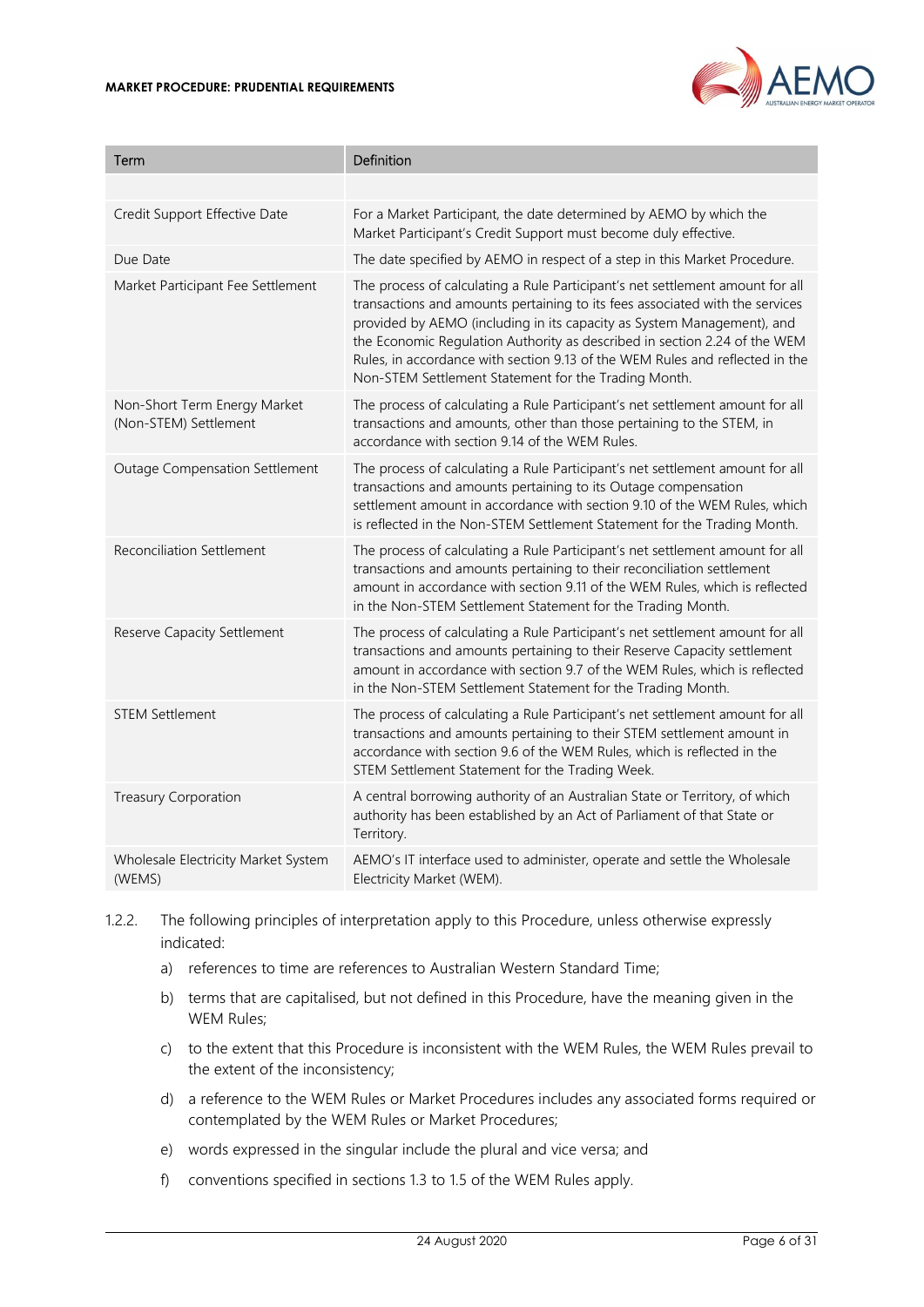| Term | Definition |
| --- | --- |
| | |
| Credit Support Effective Date | For a Market Participant, the date determined by AEMO by which the Market Participant's Credit Support must become duly effective. |
| Due Date | The date specified by AEMO in respect of a step in this Market Procedure. |
| Market Participant Fee Settlement | The process of calculating a Rule Participant's net settlement amount for all transactions and amounts pertaining to its fees associated with the services provided by AEMO (including in its capacity as System Management), and the Economic Regulation Authority as described in section 2.24 of the WEM Rules, in accordance with section 9.13 of the WEM Rules and reflected in the Non-STEM Settlement Statement for the Trading Month. |
| Non-Short Term Energy Market (Non-STEM) Settlement | The process of calculating a Rule Participant's net settlement amount for all transactions and amounts, other than those pertaining to the STEM, in accordance with section 9.14 of the WEM Rules. |
| Outage Compensation Settlement | The process of calculating a Rule Participant's net settlement amount for all transactions and amounts pertaining to its Outage compensation settlement amount in accordance with section 9.10 of the WEM Rules, which is reflected in the Non-STEM Settlement Statement for the Trading Month. |
| Reconciliation Settlement | The process of calculating a Rule Participant's net settlement amount for all transactions and amounts pertaining to their reconciliation settlement amount in accordance with section 9.11 of the WEM Rules, which is reflected in the Non-STEM Settlement Statement for the Trading Month. |
| Reserve Capacity Settlement | The process of calculating a Rule Participant's net settlement amount for all transactions and amounts pertaining to their Reserve Capacity settlement amount in accordance with section 9.7 of the WEM Rules, which is reflected in the Non-STEM Settlement Statement for the Trading Month. |
| STEM Settlement | The process of calculating a Rule Participant's net settlement amount for all transactions and amounts pertaining to their STEM settlement amount in accordance with section 9.6 of the WEM Rules, which is reflected in the STEM Settlement Statement for the Trading Week. |
| Treasury Corporation | A central borrowing authority of an Australian State or Territory, of which authority has been established by an Act of Parliament of that State or Territory. |
| Wholesale Electricity Market System (WEMS) | AEMO's IT interface used to administer, operate and settle the Wholesale Electricity Market (WEM). |

1.2.2. The following principles of interpretation apply to this Procedure, unless otherwise expressly indicated:

a) references to time are references to Australian Western Standard Time;

b) terms that are capitalised, but not defined in this Procedure, have the meaning given in the WEM Rules;

c) to the extent that this Procedure is inconsistent with the WEM Rules, the WEM Rules prevail to the extent of the inconsistency;

d) a reference to the WEM Rules or Market Procedures includes any associated forms required or contemplated by the WEM Rules or Market Procedures;

e) words expressed in the singular include the plural and vice versa; and

f) conventions specified in sections 1.3 to 1.5 of the WEM Rules apply.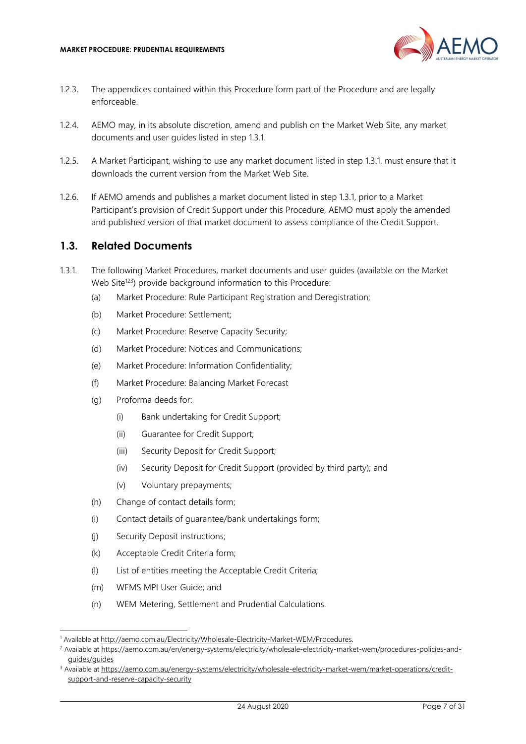1.2.3. The appendices contained within this Procedure form part of the Procedure and are legally enforceable.

1.2.4. AEMO may, in its absolute discretion, amend and publish on the Market Web Site, any market documents and user guides listed in step 1.3.1.

1.2.5. A Market Participant, wishing to use any market document listed in step 1.3.1, must ensure that it downloads the current version from the Market Web Site.

1.2.6. If AEMO amends and publishes a market document listed in step 1.3.1, prior to a Market Participant's provision of Credit Support under this Procedure, AEMO must apply the amended and published version of that market document to assess compliance of the Credit Support.

## 1.3. Related Documents

1.3.1. The following Market Procedures, market documents and user guides (available on the Market Web Site[1][2][3]) provide background information to this Procedure:

- (a) Market Procedure: Rule Participant Registration and Deregistration;
- (b) Market Procedure: Settlement;
- (c) Market Procedure: Reserve Capacity Security;
- (d) Market Procedure: Notices and Communications;
- (e) Market Procedure: Information Confidentiality;
- (f) Market Procedure: Balancing Market Forecast
- (g) Proforma deeds for:
  - (i) Bank undertaking for Credit Support;
  - (ii) Guarantee for Credit Support;
  - (iii) Security Deposit for Credit Support;
  - (iv) Security Deposit for Credit Support (provided by third party); and
  - (v) Voluntary prepayments;
- (h) Change of contact details form;
- (i) Contact details of guarantee/bank undertakings form;
- (j) Security Deposit instructions;
- (k) Acceptable Credit Criteria form;
- (l) List of entities meeting the Acceptable Credit Criteria;
- (m) WEMS MPI User Guide; and
- (n) WEM Metering, Settlement and Prudential Calculations.

---

[1] Available at http://aemo.com.au/Electricity/Wholesale-Electricity-Market-WEM/Procedures.

[2] Available at https://aemo.com.au/en/energy-systems/electricity/wholesale-electricity-market-wem/procedures-policies-and-guides/guides

[3] Available at https://aemo.com.au/energy-systems/electricity/wholesale-electricity-market-wem/market-operations/credit-support-and-reserve-capacity-security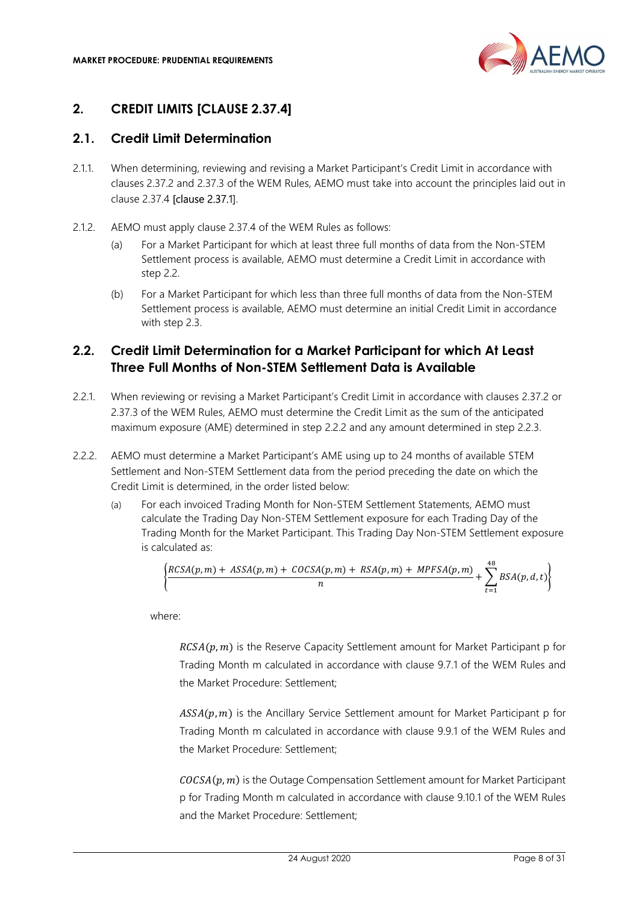## 2. CREDIT LIMITS [CLAUSE 2.37.4]

### 2.1. Credit Limit Determination

2.1.1. When determining, reviewing and revising a Market Participant's Credit Limit in accordance with clauses 2.37.2 and 2.37.3 of the WEM Rules, AEMO must take into account the principles laid out in clause 2.37.4 [clause 2.37.1].

2.1.2. AEMO must apply clause 2.37.4 of the WEM Rules as follows:

(a) For a Market Participant for which at least three full months of data from the Non-STEM Settlement process is available, AEMO must determine a Credit Limit in accordance with step 2.2.

(b) For a Market Participant for which less than three full months of data from the Non-STEM Settlement process is available, AEMO must determine an initial Credit Limit in accordance with step 2.3.

### 2.2. Credit Limit Determination for a Market Participant for which At Least Three Full Months of Non-STEM Settlement Data is Available

2.2.1. When reviewing or revising a Market Participant's Credit Limit in accordance with clauses 2.37.2 or 2.37.3 of the WEM Rules, AEMO must determine the Credit Limit as the sum of the anticipated maximum exposure (AME) determined in step 2.2.2 and any amount determined in step 2.2.3.

2.2.2. AEMO must determine a Market Participant's AME using up to 24 months of available STEM Settlement and Non-STEM Settlement data from the period preceding the date on which the Credit Limit is determined, in the order listed below:

(a) For each invoiced Trading Month for Non-STEM Settlement Statements, AEMO must calculate the Trading Day Non-STEM Settlement exposure for each Trading Day of the Trading Month for the Market Participant. This Trading Day Non-STEM Settlement exposure is calculated as:

$$\left\{\frac{RCSA(p,m) + ASSA(p,m) + COCSA(p,m) + RSA(p,m) + MPFSA(p,m)}{n} + \sum_{t=1}^{48} BSA(p,d,t)\right\}$$

where:

$RCSA(p,m)$ is the Reserve Capacity Settlement amount for Market Participant p for Trading Month m calculated in accordance with clause 9.7.1 of the WEM Rules and the Market Procedure: Settlement;

$ASSA(p,m)$ is the Ancillary Service Settlement amount for Market Participant p for Trading Month m calculated in accordance with clause 9.9.1 of the WEM Rules and the Market Procedure: Settlement;

$COCSA(p,m)$ is the Outage Compensation Settlement amount for Market Participant p for Trading Month m calculated in accordance with clause 9.10.1 of the WEM Rules and the Market Procedure: Settlement;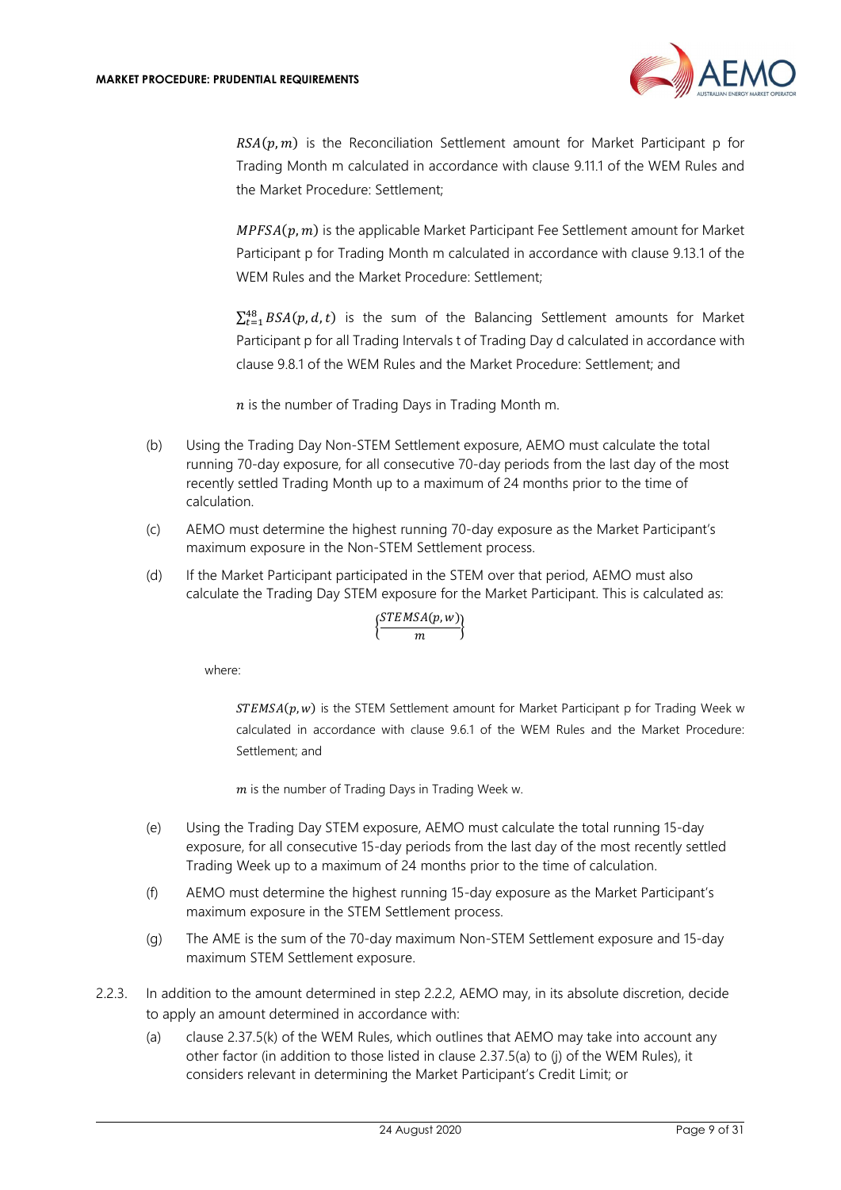$RSA(p, m)$ is the Reconciliation Settlement amount for Market Participant p for Trading Month m calculated in accordance with clause 9.11.1 of the WEM Rules and the Market Procedure: Settlement;

$MPFSA(p, m)$ is the applicable Market Participant Fee Settlement amount for Market Participant p for Trading Month m calculated in accordance with clause 9.13.1 of the WEM Rules and the Market Procedure: Settlement;

$\sum_{t=1}^{48} BSA(p, d, t)$ is the sum of the Balancing Settlement amounts for Market Participant p for all Trading Intervals t of Trading Day d calculated in accordance with clause 9.8.1 of the WEM Rules and the Market Procedure: Settlement; and

$n$ is the number of Trading Days in Trading Month m.

(b) Using the Trading Day Non-STEM Settlement exposure, AEMO must calculate the total running 70-day exposure, for all consecutive 70-day periods from the last day of the most recently settled Trading Month up to a maximum of 24 months prior to the time of calculation.

(c) AEMO must determine the highest running 70-day exposure as the Market Participant's maximum exposure in the Non-STEM Settlement process.

(d) If the Market Participant participated in the STEM over that period, AEMO must also calculate the Trading Day STEM exposure for the Market Participant. This is calculated as:

$$\left\{\frac{STEMSA(p, w)}{m}\right\}$$

where:

$STEMSA(p, w)$ is the STEM Settlement amount for Market Participant p for Trading Week w calculated in accordance with clause 9.6.1 of the WEM Rules and the Market Procedure: Settlement; and

$m$ is the number of Trading Days in Trading Week w.

(e) Using the Trading Day STEM exposure, AEMO must calculate the total running 15-day exposure, for all consecutive 15-day periods from the last day of the most recently settled Trading Week up to a maximum of 24 months prior to the time of calculation.

(f) AEMO must determine the highest running 15-day exposure as the Market Participant's maximum exposure in the STEM Settlement process.

(g) The AME is the sum of the 70-day maximum Non-STEM Settlement exposure and 15-day maximum STEM Settlement exposure.

2.2.3. In addition to the amount determined in step 2.2.2, AEMO may, in its absolute discretion, decide to apply an amount determined in accordance with:

(a) clause 2.37.5(k) of the WEM Rules, which outlines that AEMO may take into account any other factor (in addition to those listed in clause 2.37.5(a) to (j) of the WEM Rules), it considers relevant in determining the Market Participant's Credit Limit; or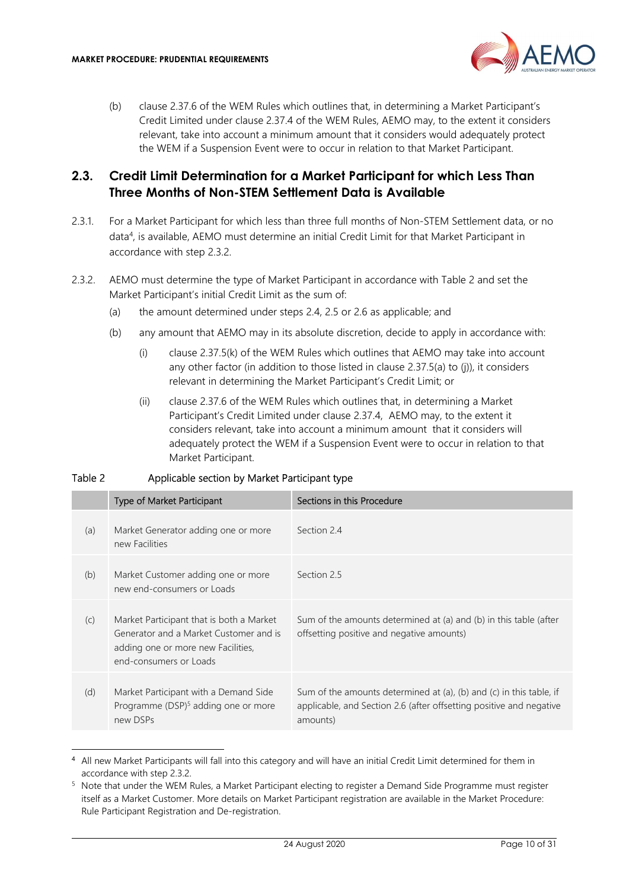(b) clause 2.37.6 of the WEM Rules which outlines that, in determining a Market Participant's Credit Limited under clause 2.37.4 of the WEM Rules, AEMO may, to the extent it considers relevant, take into account a minimum amount that it considers would adequately protect the WEM if a Suspension Event were to occur in relation to that Market Participant.

## 2.3. Credit Limit Determination for a Market Participant for which Less Than Three Months of Non-STEM Settlement Data is Available

2.3.1. For a Market Participant for which less than three full months of Non-STEM Settlement data, or no data[4], is available, AEMO must determine an initial Credit Limit for that Market Participant in accordance with step 2.3.2.

2.3.2. AEMO must determine the type of Market Participant in accordance with Table 2 and set the Market Participant's initial Credit Limit as the sum of:

(a) the amount determined under steps 2.4, 2.5 or 2.6 as applicable; and

(b) any amount that AEMO may in its absolute discretion, decide to apply in accordance with:

(i) clause 2.37.5(k) of the WEM Rules which outlines that AEMO may take into account any other factor (in addition to those listed in clause 2.37.5(a) to (j)), it considers relevant in determining the Market Participant's Credit Limit; or

(ii) clause 2.37.6 of the WEM Rules which outlines that, in determining a Market Participant's Credit Limited under clause 2.37.4, AEMO may, to the extent it considers relevant, take into account a minimum amount that it considers will adequately protect the WEM if a Suspension Event were to occur in relation to that Market Participant.

Table 2 Applicable section by Market Participant type

| | Type of Market Participant | Sections in this Procedure |
|---|---|---|
| (a) | Market Generator adding one or more new Facilities | Section 2.4 |
| (b) | Market Customer adding one or more new end-consumers or Loads | Section 2.5 |
| (c) | Market Participant that is both a Market Generator and a Market Customer and is adding one or more new Facilities, end-consumers or Loads | Sum of the amounts determined at (a) and (b) in this table (after offsetting positive and negative amounts) |
| (d) | Market Participant with a Demand Side Programme (DSP)[5] adding one or more new DSPs | Sum of the amounts determined at (a), (b) and (c) in this table, if applicable, and Section 2.6 (after offsetting positive and negative amounts) |

[4] All new Market Participants will fall into this category and will have an initial Credit Limit determined for them in accordance with step 2.3.2.

[5] Note that under the WEM Rules, a Market Participant electing to register a Demand Side Programme must register itself as a Market Customer. More details on Market Participant registration are available in the Market Procedure: Rule Participant Registration and De-registration.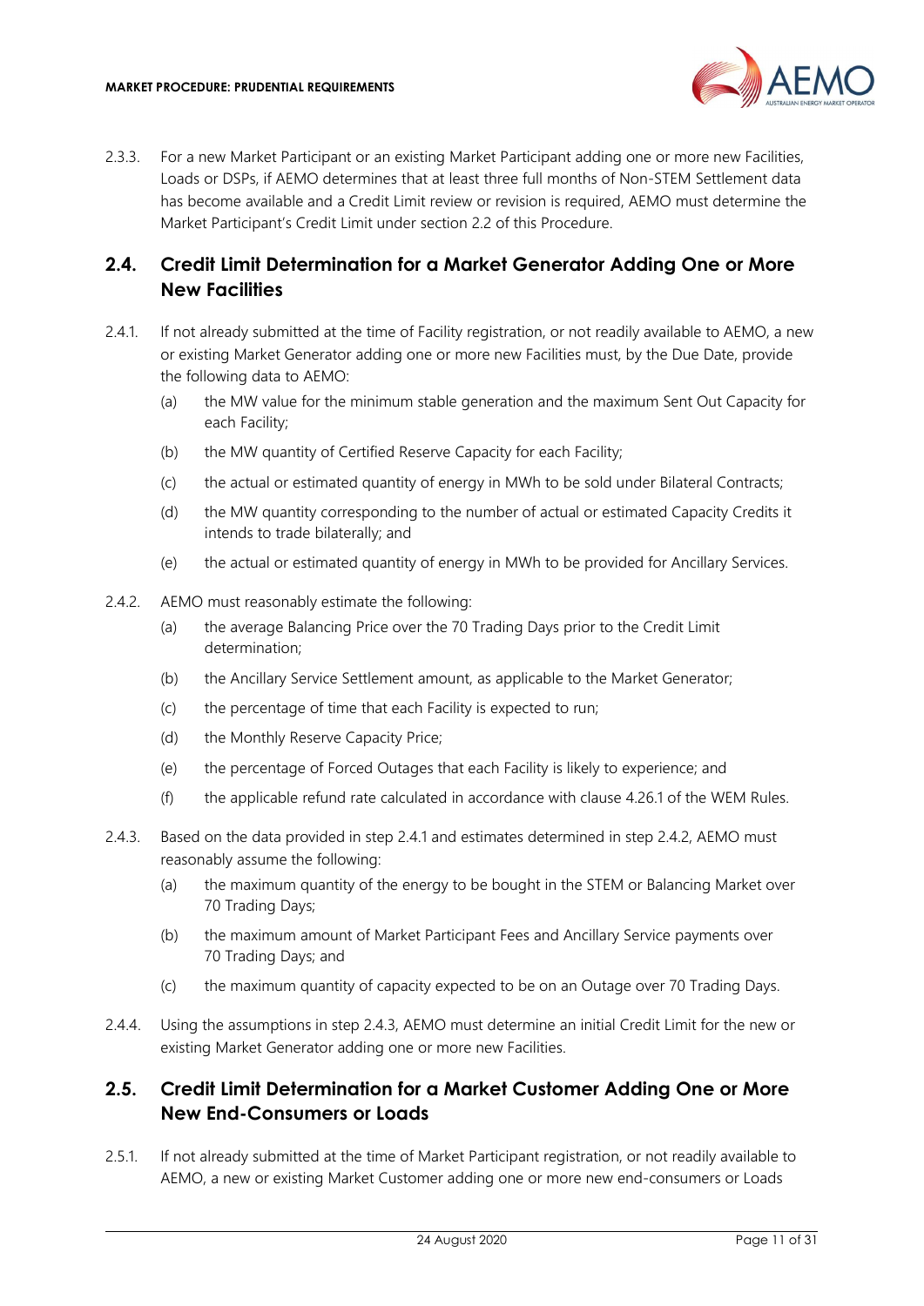2.3.3. For a new Market Participant or an existing Market Participant adding one or more new Facilities, Loads or DSPs, if AEMO determines that at least three full months of Non-STEM Settlement data has become available and a Credit Limit review or revision is required, AEMO must determine the Market Participant's Credit Limit under section 2.2 of this Procedure.

## 2.4. Credit Limit Determination for a Market Generator Adding One or More New Facilities

2.4.1. If not already submitted at the time of Facility registration, or not readily available to AEMO, a new or existing Market Generator adding one or more new Facilities must, by the Due Date, provide the following data to AEMO:

(a) the MW value for the minimum stable generation and the maximum Sent Out Capacity for each Facility;

(b) the MW quantity of Certified Reserve Capacity for each Facility;

(c) the actual or estimated quantity of energy in MWh to be sold under Bilateral Contracts;

(d) the MW quantity corresponding to the number of actual or estimated Capacity Credits it intends to trade bilaterally; and

(e) the actual or estimated quantity of energy in MWh to be provided for Ancillary Services.

2.4.2. AEMO must reasonably estimate the following:

(a) the average Balancing Price over the 70 Trading Days prior to the Credit Limit determination;

(b) the Ancillary Service Settlement amount, as applicable to the Market Generator;

(c) the percentage of time that each Facility is expected to run;

(d) the Monthly Reserve Capacity Price;

(e) the percentage of Forced Outages that each Facility is likely to experience; and

(f) the applicable refund rate calculated in accordance with clause 4.26.1 of the WEM Rules.

2.4.3. Based on the data provided in step 2.4.1 and estimates determined in step 2.4.2, AEMO must reasonably assume the following:

(a) the maximum quantity of the energy to be bought in the STEM or Balancing Market over 70 Trading Days;

(b) the maximum amount of Market Participant Fees and Ancillary Service payments over 70 Trading Days; and

(c) the maximum quantity of capacity expected to be on an Outage over 70 Trading Days.

2.4.4. Using the assumptions in step 2.4.3, AEMO must determine an initial Credit Limit for the new or existing Market Generator adding one or more new Facilities.

## 2.5. Credit Limit Determination for a Market Customer Adding One or More New End-Consumers or Loads

2.5.1. If not already submitted at the time of Market Participant registration, or not readily available to AEMO, a new or existing Market Customer adding one or more new end-consumers or Loads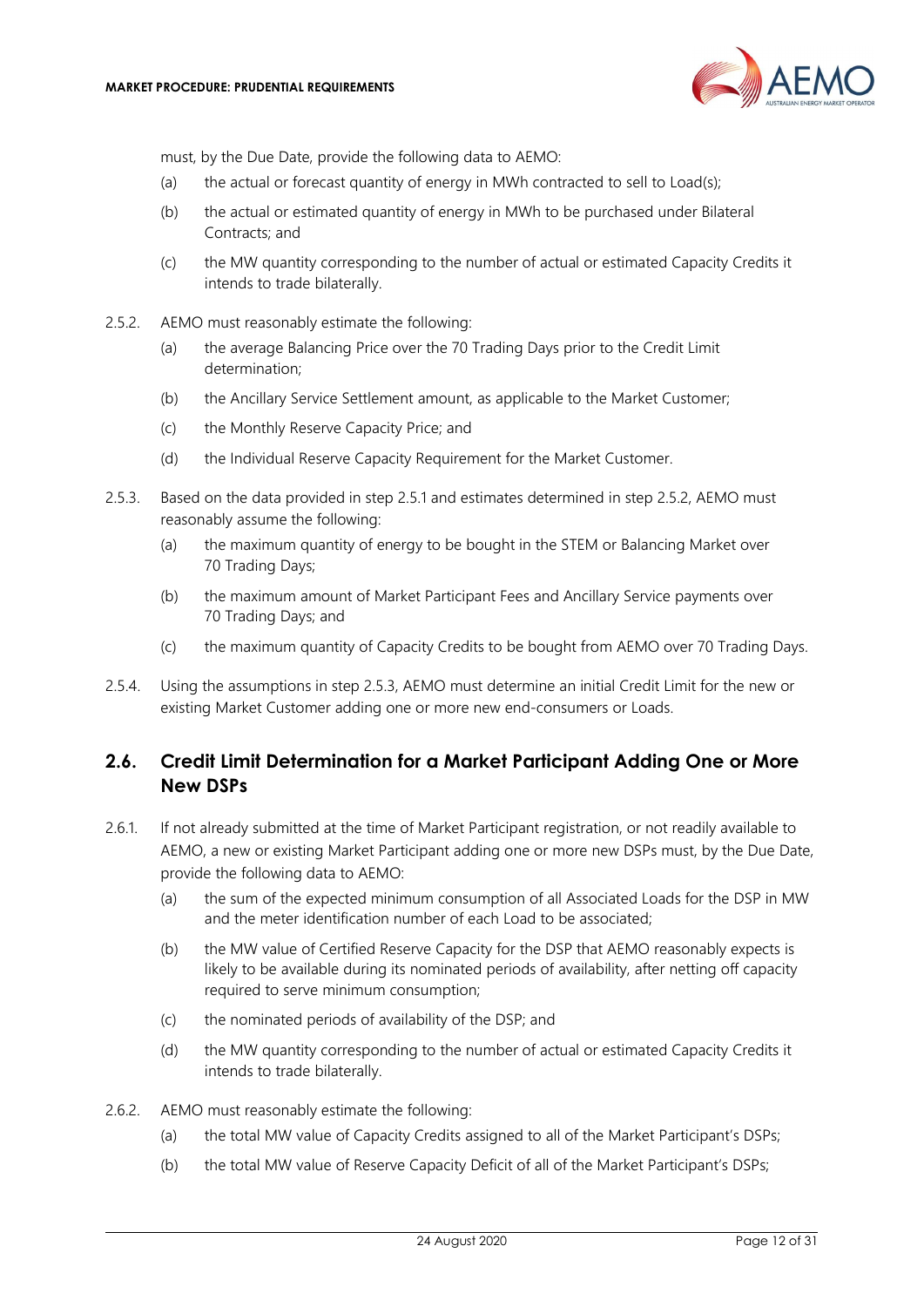must, by the Due Date, provide the following data to AEMO:

(a) the actual or forecast quantity of energy in MWh contracted to sell to Load(s);

(b) the actual or estimated quantity of energy in MWh to be purchased under Bilateral Contracts; and

(c) the MW quantity corresponding to the number of actual or estimated Capacity Credits it intends to trade bilaterally.

2.5.2. AEMO must reasonably estimate the following:

(a) the average Balancing Price over the 70 Trading Days prior to the Credit Limit determination;

(b) the Ancillary Service Settlement amount, as applicable to the Market Customer;

(c) the Monthly Reserve Capacity Price; and

(d) the Individual Reserve Capacity Requirement for the Market Customer.

2.5.3. Based on the data provided in step 2.5.1 and estimates determined in step 2.5.2, AEMO must reasonably assume the following:

(a) the maximum quantity of energy to be bought in the STEM or Balancing Market over 70 Trading Days;

(b) the maximum amount of Market Participant Fees and Ancillary Service payments over 70 Trading Days; and

(c) the maximum quantity of Capacity Credits to be bought from AEMO over 70 Trading Days.

2.5.4. Using the assumptions in step 2.5.3, AEMO must determine an initial Credit Limit for the new or existing Market Customer adding one or more new end-consumers or Loads.

## 2.6. Credit Limit Determination for a Market Participant Adding One or More New DSPs

2.6.1. If not already submitted at the time of Market Participant registration, or not readily available to AEMO, a new or existing Market Participant adding one or more new DSPs must, by the Due Date, provide the following data to AEMO:

(a) the sum of the expected minimum consumption of all Associated Loads for the DSP in MW and the meter identification number of each Load to be associated;

(b) the MW value of Certified Reserve Capacity for the DSP that AEMO reasonably expects is likely to be available during its nominated periods of availability, after netting off capacity required to serve minimum consumption;

(c) the nominated periods of availability of the DSP; and

(d) the MW quantity corresponding to the number of actual or estimated Capacity Credits it intends to trade bilaterally.

2.6.2. AEMO must reasonably estimate the following:

(a) the total MW value of Capacity Credits assigned to all of the Market Participant's DSPs;

(b) the total MW value of Reserve Capacity Deficit of all of the Market Participant's DSPs;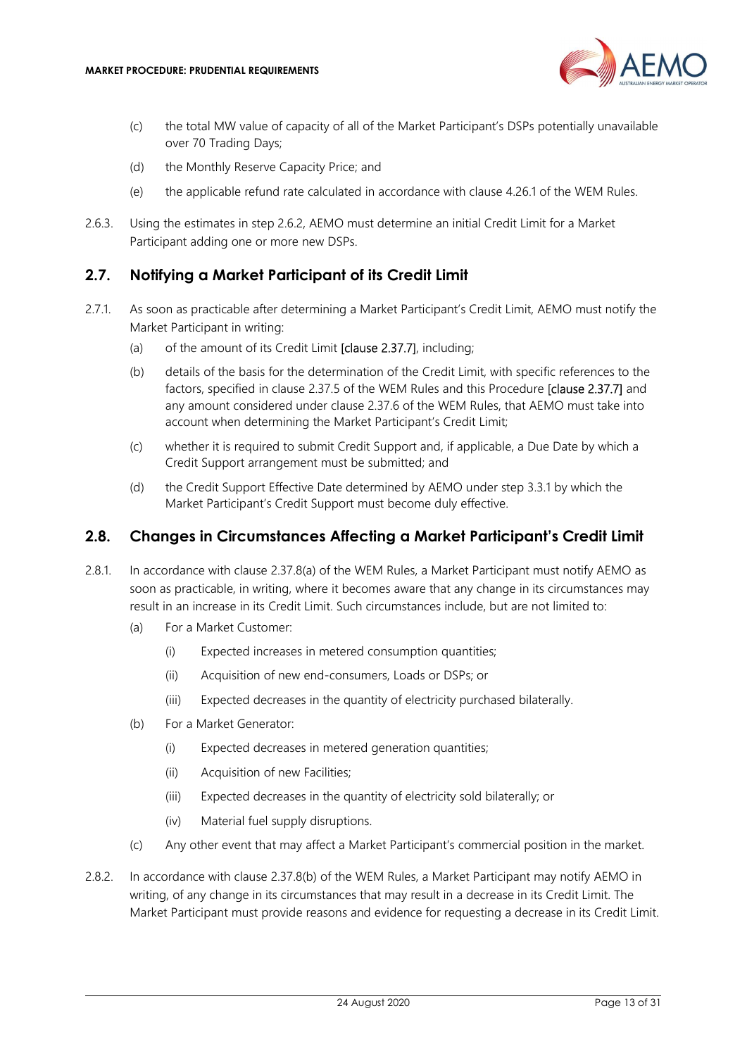(c) the total MW value of capacity of all of the Market Participant's DSPs potentially unavailable over 70 Trading Days;

(d) the Monthly Reserve Capacity Price; and

(e) the applicable refund rate calculated in accordance with clause 4.26.1 of the WEM Rules.

2.6.3. Using the estimates in step 2.6.2, AEMO must determine an initial Credit Limit for a Market Participant adding one or more new DSPs.

## 2.7. Notifying a Market Participant of its Credit Limit

2.7.1. As soon as practicable after determining a Market Participant's Credit Limit, AEMO must notify the Market Participant in writing:

(a) of the amount of its Credit Limit [clause 2.37.7], including;

(b) details of the basis for the determination of the Credit Limit, with specific references to the factors, specified in clause 2.37.5 of the WEM Rules and this Procedure [clause 2.37.7] and any amount considered under clause 2.37.6 of the WEM Rules, that AEMO must take into account when determining the Market Participant's Credit Limit;

(c) whether it is required to submit Credit Support and, if applicable, a Due Date by which a Credit Support arrangement must be submitted; and

(d) the Credit Support Effective Date determined by AEMO under step 3.3.1 by which the Market Participant's Credit Support must become duly effective.

## 2.8. Changes in Circumstances Affecting a Market Participant's Credit Limit

2.8.1. In accordance with clause 2.37.8(a) of the WEM Rules, a Market Participant must notify AEMO as soon as practicable, in writing, where it becomes aware that any change in its circumstances may result in an increase in its Credit Limit. Such circumstances include, but are not limited to:

(a) For a Market Customer:

(i) Expected increases in metered consumption quantities;

(ii) Acquisition of new end-consumers, Loads or DSPs; or

(iii) Expected decreases in the quantity of electricity purchased bilaterally.

(b) For a Market Generator:

(i) Expected decreases in metered generation quantities;

(ii) Acquisition of new Facilities;

(iii) Expected decreases in the quantity of electricity sold bilaterally; or

(iv) Material fuel supply disruptions.

(c) Any other event that may affect a Market Participant's commercial position in the market.

2.8.2. In accordance with clause 2.37.8(b) of the WEM Rules, a Market Participant may notify AEMO in writing, of any change in its circumstances that may result in a decrease in its Credit Limit. The Market Participant must provide reasons and evidence for requesting a decrease in its Credit Limit.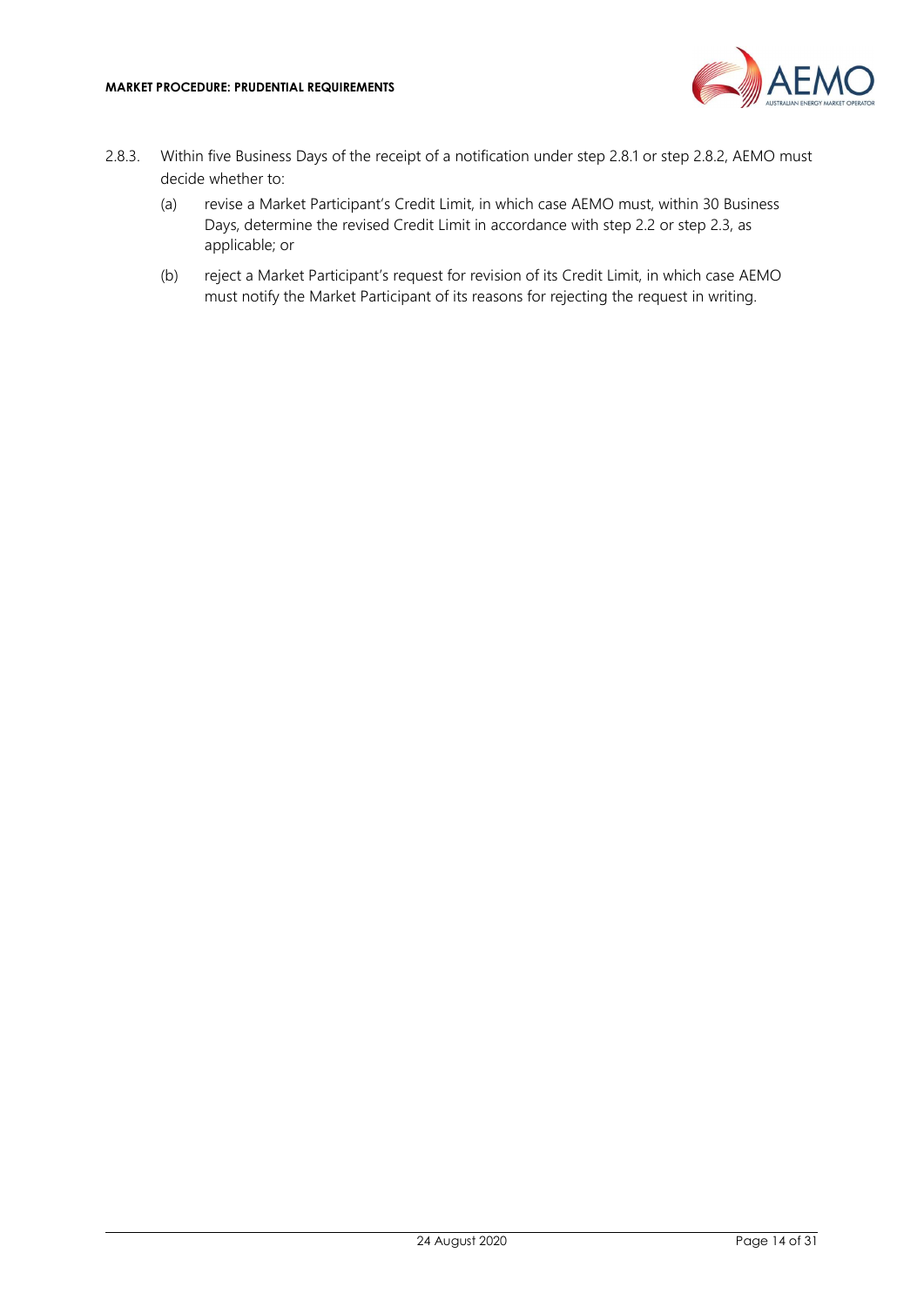2.8.3. Within five Business Days of the receipt of a notification under step 2.8.1 or step 2.8.2, AEMO must decide whether to:

(a) revise a Market Participant's Credit Limit, in which case AEMO must, within 30 Business Days, determine the revised Credit Limit in accordance with step 2.2 or step 2.3, as applicable; or

(b) reject a Market Participant's request for revision of its Credit Limit, in which case AEMO must notify the Market Participant of its reasons for rejecting the request in writing.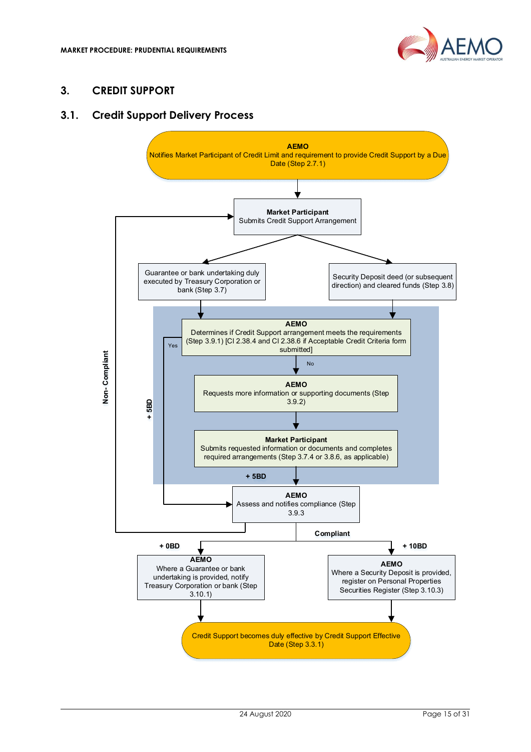## 3. CREDIT SUPPORT

### 3.1. Credit Support Delivery Process

**AEMO**
Notifies Market Participant of Credit Limit and requirement to provide Credit Support by a Due Date (Step 2.7.1)

**Market Participant**
Submits Credit Support Arrangement

Guarantee or bank undertaking duly executed by Treasury Corporation or bank (Step 3.7)

Security Deposit deed (or subsequent direction) and cleared funds (Step 3.8)

**AEMO**
Determines if Credit Support arrangement meets the requirements (Step 3.9.1) [Cl 2.38.4 and Cl 2.38.6 if Acceptable Credit Criteria form submitted]

Yes

No

+ 5BD

**AEMO**
Requests more information or supporting documents (Step 3.9.2)

**Market Participant**
Submits requested information or documents and completes required arrangements (Step 3.7.4 or 3.8.6, as applicable)

+ 5BD

**AEMO**
Assess and notifies compliance (Step 3.9.3

Non- Compliant

Compliant

+ 0BD

**AEMO**
Where a Guarantee or bank undertaking is provided, notify Treasury Corporation or bank (Step 3.10.1)

+ 10BD

**AEMO**
Where a Security Deposit is provided, register on Personal Properties Securities Register (Step 3.10.3)

Credit Support becomes duly effective by Credit Support Effective Date (Step 3.3.1)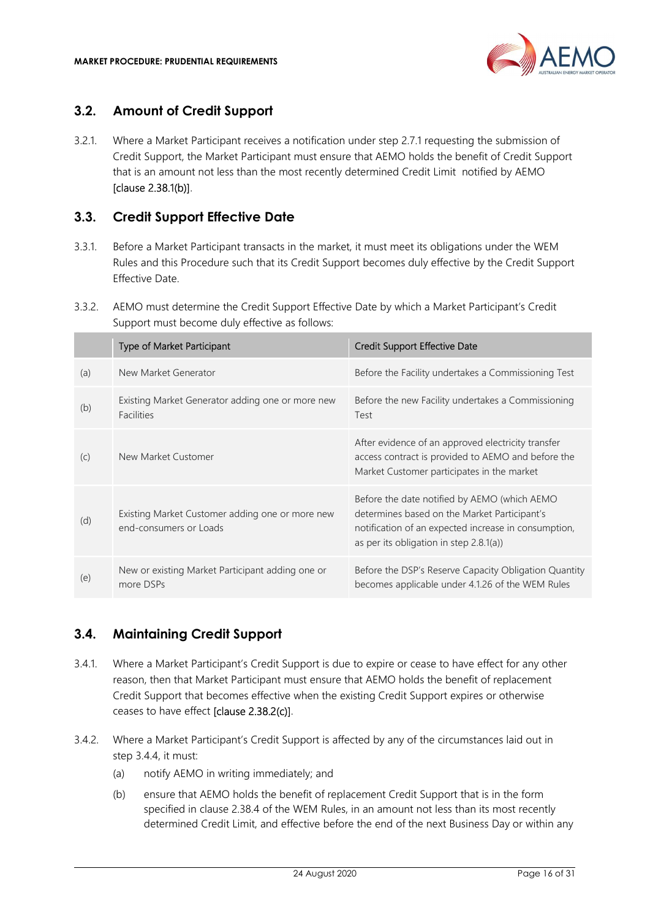## 3.2. Amount of Credit Support

3.2.1. Where a Market Participant receives a notification under step 2.7.1 requesting the submission of Credit Support, the Market Participant must ensure that AEMO holds the benefit of Credit Support that is an amount not less than the most recently determined Credit Limit notified by AEMO [clause 2.38.1(b)].

## 3.3. Credit Support Effective Date

3.3.1. Before a Market Participant transacts in the market, it must meet its obligations under the WEM Rules and this Procedure such that its Credit Support becomes duly effective by the Credit Support Effective Date.

3.3.2. AEMO must determine the Credit Support Effective Date by which a Market Participant's Credit Support must become duly effective as follows:

| | Type of Market Participant | Credit Support Effective Date |
|---|---|---|
| (a) | New Market Generator | Before the Facility undertakes a Commissioning Test |
| (b) | Existing Market Generator adding one or more new Facilities | Before the new Facility undertakes a Commissioning Test |
| (c) | New Market Customer | After evidence of an approved electricity transfer access contract is provided to AEMO and before the Market Customer participates in the market |
| (d) | Existing Market Customer adding one or more new end-consumers or Loads | Before the date notified by AEMO (which AEMO determines based on the Market Participant's notification of an expected increase in consumption, as per its obligation in step 2.8.1(a)) |
| (e) | New or existing Market Participant adding one or more DSPs | Before the DSP's Reserve Capacity Obligation Quantity becomes applicable under 4.1.26 of the WEM Rules |

## 3.4. Maintaining Credit Support

3.4.1. Where a Market Participant's Credit Support is due to expire or cease to have effect for any other reason, then that Market Participant must ensure that AEMO holds the benefit of replacement Credit Support that becomes effective when the existing Credit Support expires or otherwise ceases to have effect [clause 2.38.2(c)].

3.4.2. Where a Market Participant's Credit Support is affected by any of the circumstances laid out in step 3.4.4, it must:

(a) notify AEMO in writing immediately; and

(b) ensure that AEMO holds the benefit of replacement Credit Support that is in the form specified in clause 2.38.4 of the WEM Rules, in an amount not less than its most recently determined Credit Limit, and effective before the end of the next Business Day or within any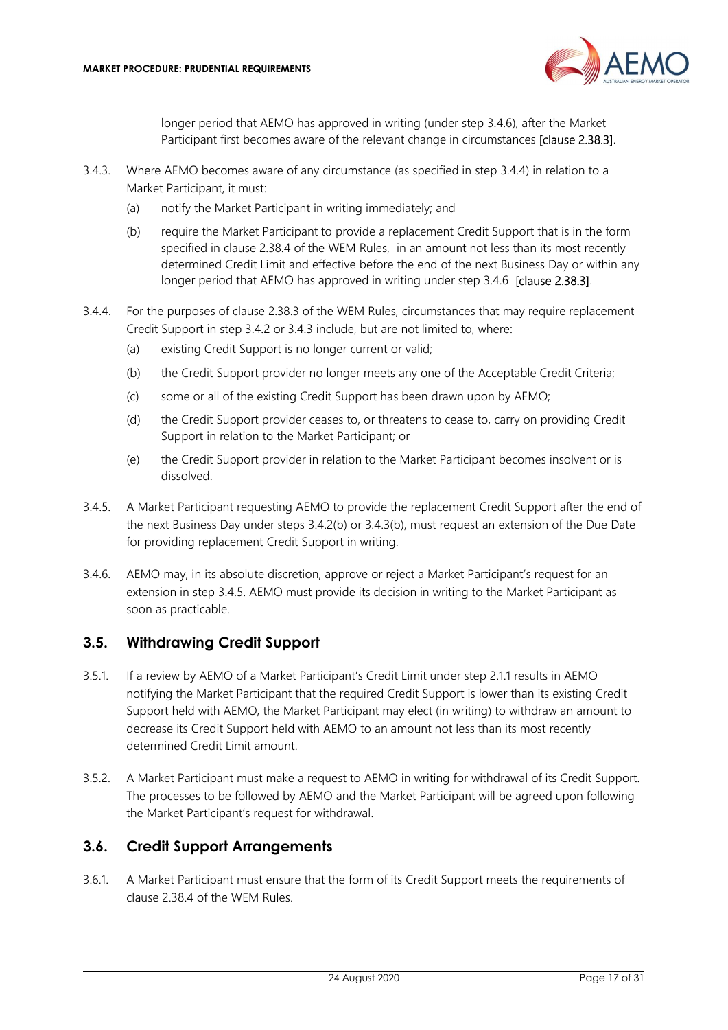longer period that AEMO has approved in writing (under step 3.4.6), after the Market Participant first becomes aware of the relevant change in circumstances [clause 2.38.3].

3.4.3. Where AEMO becomes aware of any circumstance (as specified in step 3.4.4) in relation to a Market Participant, it must:

(a) notify the Market Participant in writing immediately; and

(b) require the Market Participant to provide a replacement Credit Support that is in the form specified in clause 2.38.4 of the WEM Rules, in an amount not less than its most recently determined Credit Limit and effective before the end of the next Business Day or within any longer period that AEMO has approved in writing under step 3.4.6 [clause 2.38.3].

3.4.4. For the purposes of clause 2.38.3 of the WEM Rules, circumstances that may require replacement Credit Support in step 3.4.2 or 3.4.3 include, but are not limited to, where:

(a) existing Credit Support is no longer current or valid;

(b) the Credit Support provider no longer meets any one of the Acceptable Credit Criteria;

(c) some or all of the existing Credit Support has been drawn upon by AEMO;

(d) the Credit Support provider ceases to, or threatens to cease to, carry on providing Credit Support in relation to the Market Participant; or

(e) the Credit Support provider in relation to the Market Participant becomes insolvent or is dissolved.

3.4.5. A Market Participant requesting AEMO to provide the replacement Credit Support after the end of the next Business Day under steps 3.4.2(b) or 3.4.3(b), must request an extension of the Due Date for providing replacement Credit Support in writing.

3.4.6. AEMO may, in its absolute discretion, approve or reject a Market Participant's request for an extension in step 3.4.5. AEMO must provide its decision in writing to the Market Participant as soon as practicable.

## 3.5. Withdrawing Credit Support

3.5.1. If a review by AEMO of a Market Participant's Credit Limit under step 2.1.1 results in AEMO notifying the Market Participant that the required Credit Support is lower than its existing Credit Support held with AEMO, the Market Participant may elect (in writing) to withdraw an amount to decrease its Credit Support held with AEMO to an amount not less than its most recently determined Credit Limit amount.

3.5.2. A Market Participant must make a request to AEMO in writing for withdrawal of its Credit Support. The processes to be followed by AEMO and the Market Participant will be agreed upon following the Market Participant's request for withdrawal.

## 3.6. Credit Support Arrangements

3.6.1. A Market Participant must ensure that the form of its Credit Support meets the requirements of clause 2.38.4 of the WEM Rules.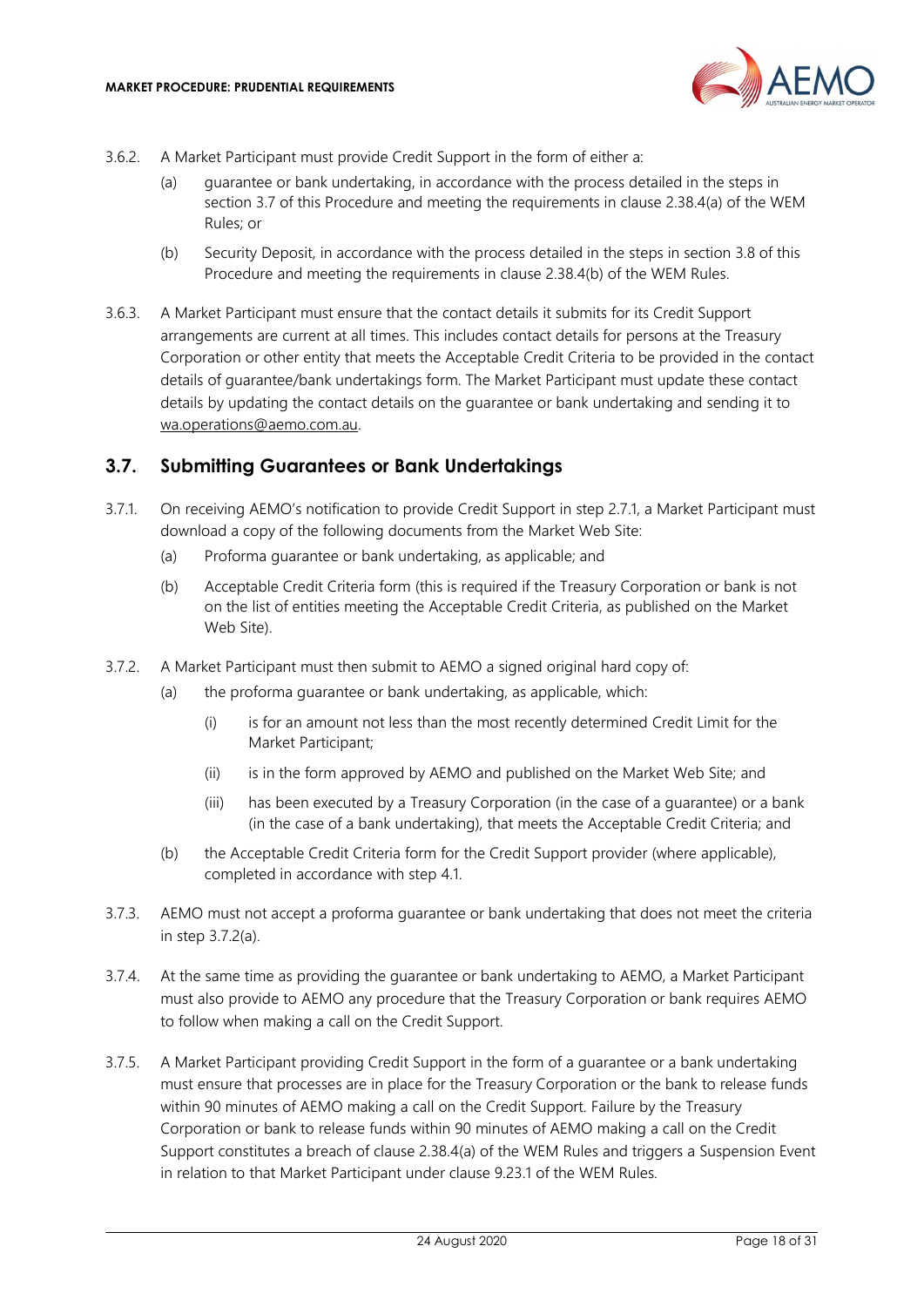3.6.2. A Market Participant must provide Credit Support in the form of either a:

(a) guarantee or bank undertaking, in accordance with the process detailed in the steps in section 3.7 of this Procedure and meeting the requirements in clause 2.38.4(a) of the WEM Rules; or

(b) Security Deposit, in accordance with the process detailed in the steps in section 3.8 of this Procedure and meeting the requirements in clause 2.38.4(b) of the WEM Rules.

3.6.3. A Market Participant must ensure that the contact details it submits for its Credit Support arrangements are current at all times. This includes contact details for persons at the Treasury Corporation or other entity that meets the Acceptable Credit Criteria to be provided in the contact details of guarantee/bank undertakings form. The Market Participant must update these contact details by updating the contact details on the guarantee or bank undertaking and sending it to wa.operations@aemo.com.au.

## 3.7. Submitting Guarantees or Bank Undertakings

3.7.1. On receiving AEMO's notification to provide Credit Support in step 2.7.1, a Market Participant must download a copy of the following documents from the Market Web Site:

(a) Proforma guarantee or bank undertaking, as applicable; and

(b) Acceptable Credit Criteria form (this is required if the Treasury Corporation or bank is not on the list of entities meeting the Acceptable Credit Criteria, as published on the Market Web Site).

3.7.2. A Market Participant must then submit to AEMO a signed original hard copy of:

(a) the proforma guarantee or bank undertaking, as applicable, which:

(i) is for an amount not less than the most recently determined Credit Limit for the Market Participant;

(ii) is in the form approved by AEMO and published on the Market Web Site; and

(iii) has been executed by a Treasury Corporation (in the case of a guarantee) or a bank (in the case of a bank undertaking), that meets the Acceptable Credit Criteria; and

(b) the Acceptable Credit Criteria form for the Credit Support provider (where applicable), completed in accordance with step 4.1.

3.7.3. AEMO must not accept a proforma guarantee or bank undertaking that does not meet the criteria in step 3.7.2(a).

3.7.4. At the same time as providing the guarantee or bank undertaking to AEMO, a Market Participant must also provide to AEMO any procedure that the Treasury Corporation or bank requires AEMO to follow when making a call on the Credit Support.

3.7.5. A Market Participant providing Credit Support in the form of a guarantee or a bank undertaking must ensure that processes are in place for the Treasury Corporation or the bank to release funds within 90 minutes of AEMO making a call on the Credit Support. Failure by the Treasury Corporation or bank to release funds within 90 minutes of AEMO making a call on the Credit Support constitutes a breach of clause 2.38.4(a) of the WEM Rules and triggers a Suspension Event in relation to that Market Participant under clause 9.23.1 of the WEM Rules.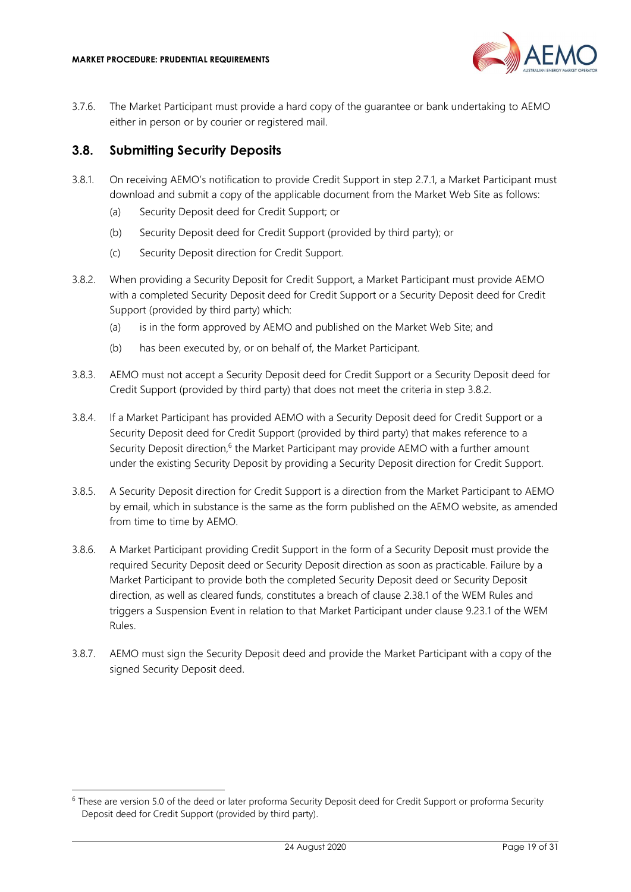3.7.6. The Market Participant must provide a hard copy of the guarantee or bank undertaking to AEMO either in person or by courier or registered mail.

## 3.8. Submitting Security Deposits

3.8.1. On receiving AEMO's notification to provide Credit Support in step 2.7.1, a Market Participant must download and submit a copy of the applicable document from the Market Web Site as follows:

- (a) Security Deposit deed for Credit Support; or
- (b) Security Deposit deed for Credit Support (provided by third party); or
- (c) Security Deposit direction for Credit Support.

3.8.2. When providing a Security Deposit for Credit Support, a Market Participant must provide AEMO with a completed Security Deposit deed for Credit Support or a Security Deposit deed for Credit Support (provided by third party) which:

- (a) is in the form approved by AEMO and published on the Market Web Site; and
- (b) has been executed by, or on behalf of, the Market Participant.

3.8.3. AEMO must not accept a Security Deposit deed for Credit Support or a Security Deposit deed for Credit Support (provided by third party) that does not meet the criteria in step 3.8.2.

3.8.4. If a Market Participant has provided AEMO with a Security Deposit deed for Credit Support or a Security Deposit deed for Credit Support (provided by third party) that makes reference to a Security Deposit direction,[6] the Market Participant may provide AEMO with a further amount under the existing Security Deposit by providing a Security Deposit direction for Credit Support.

3.8.5. A Security Deposit direction for Credit Support is a direction from the Market Participant to AEMO by email, which in substance is the same as the form published on the AEMO website, as amended from time to time by AEMO.

3.8.6. A Market Participant providing Credit Support in the form of a Security Deposit must provide the required Security Deposit deed or Security Deposit direction as soon as practicable. Failure by a Market Participant to provide both the completed Security Deposit deed or Security Deposit direction, as well as cleared funds, constitutes a breach of clause 2.38.1 of the WEM Rules and triggers a Suspension Event in relation to that Market Participant under clause 9.23.1 of the WEM Rules.

3.8.7. AEMO must sign the Security Deposit deed and provide the Market Participant with a copy of the signed Security Deposit deed.

[6] These are version 5.0 of the deed or later proforma Security Deposit deed for Credit Support or proforma Security Deposit deed for Credit Support (provided by third party).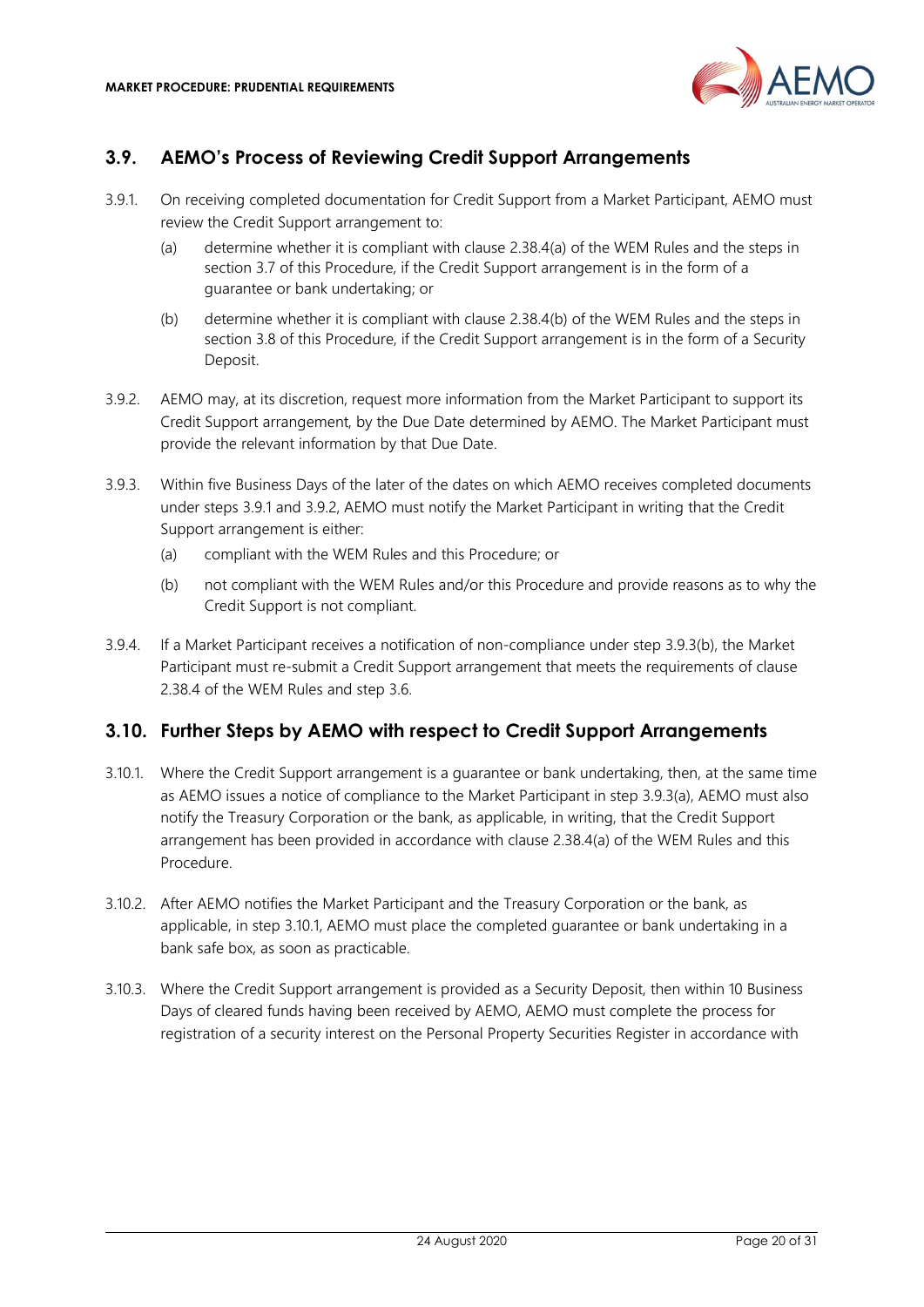## 3.9. AEMO's Process of Reviewing Credit Support Arrangements

3.9.1. On receiving completed documentation for Credit Support from a Market Participant, AEMO must review the Credit Support arrangement to:

(a) determine whether it is compliant with clause 2.38.4(a) of the WEM Rules and the steps in section 3.7 of this Procedure, if the Credit Support arrangement is in the form of a guarantee or bank undertaking; or

(b) determine whether it is compliant with clause 2.38.4(b) of the WEM Rules and the steps in section 3.8 of this Procedure, if the Credit Support arrangement is in the form of a Security Deposit.

3.9.2. AEMO may, at its discretion, request more information from the Market Participant to support its Credit Support arrangement, by the Due Date determined by AEMO. The Market Participant must provide the relevant information by that Due Date.

3.9.3. Within five Business Days of the later of the dates on which AEMO receives completed documents under steps 3.9.1 and 3.9.2, AEMO must notify the Market Participant in writing that the Credit Support arrangement is either:

(a) compliant with the WEM Rules and this Procedure; or

(b) not compliant with the WEM Rules and/or this Procedure and provide reasons as to why the Credit Support is not compliant.

3.9.4. If a Market Participant receives a notification of non-compliance under step 3.9.3(b), the Market Participant must re-submit a Credit Support arrangement that meets the requirements of clause 2.38.4 of the WEM Rules and step 3.6.

## 3.10. Further Steps by AEMO with respect to Credit Support Arrangements

3.10.1. Where the Credit Support arrangement is a guarantee or bank undertaking, then, at the same time as AEMO issues a notice of compliance to the Market Participant in step 3.9.3(a), AEMO must also notify the Treasury Corporation or the bank, as applicable, in writing, that the Credit Support arrangement has been provided in accordance with clause 2.38.4(a) of the WEM Rules and this Procedure.

3.10.2. After AEMO notifies the Market Participant and the Treasury Corporation or the bank, as applicable, in step 3.10.1, AEMO must place the completed guarantee or bank undertaking in a bank safe box, as soon as practicable.

3.10.3. Where the Credit Support arrangement is provided as a Security Deposit, then within 10 Business Days of cleared funds having been received by AEMO, AEMO must complete the process for registration of a security interest on the Personal Property Securities Register in accordance with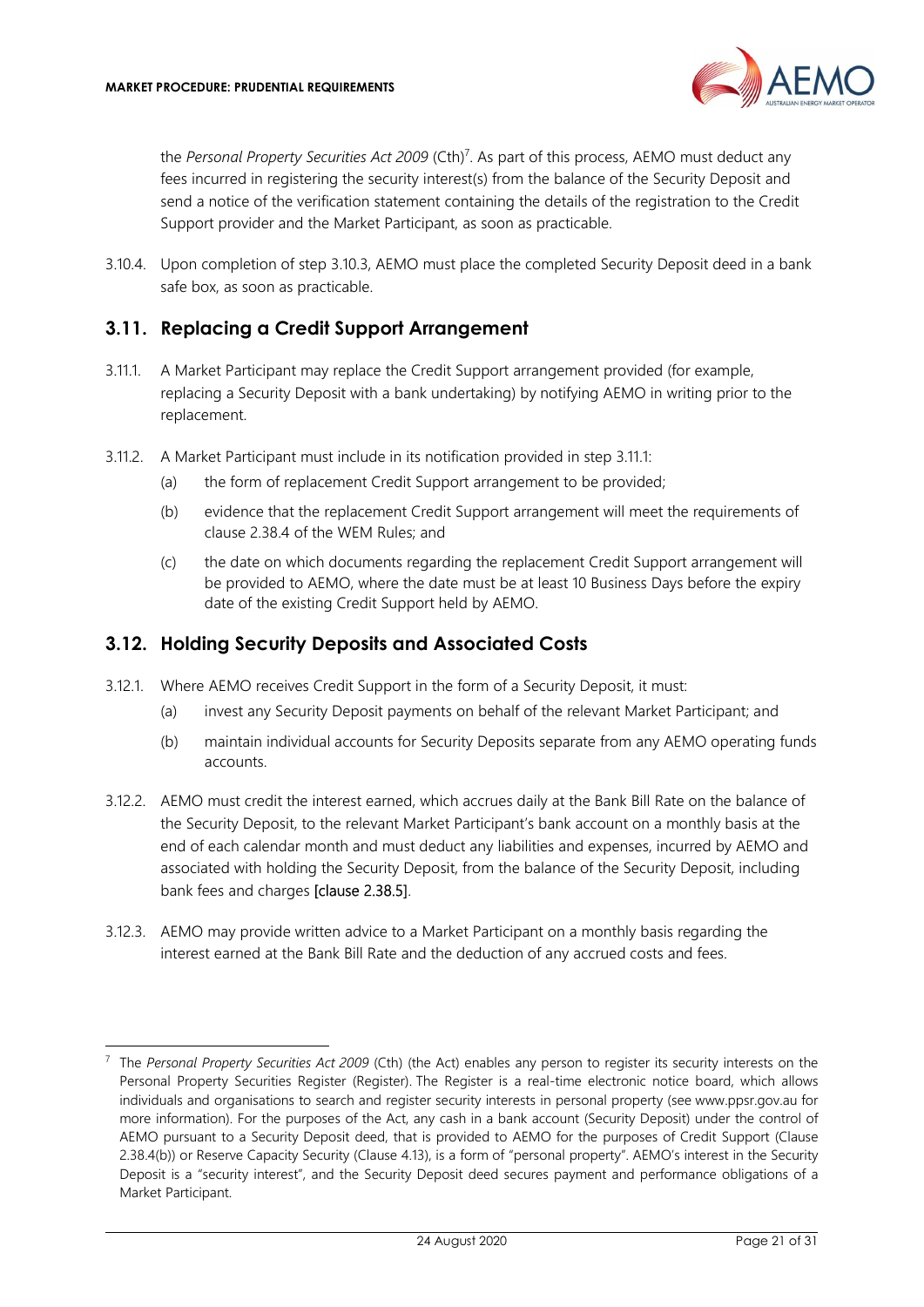the *Personal Property Securities Act 2009* (Cth)[7]. As part of this process, AEMO must deduct any fees incurred in registering the security interest(s) from the balance of the Security Deposit and send a notice of the verification statement containing the details of the registration to the Credit Support provider and the Market Participant, as soon as practicable.

3.10.4. Upon completion of step 3.10.3, AEMO must place the completed Security Deposit deed in a bank safe box, as soon as practicable.

## 3.11. Replacing a Credit Support Arrangement

3.11.1. A Market Participant may replace the Credit Support arrangement provided (for example, replacing a Security Deposit with a bank undertaking) by notifying AEMO in writing prior to the replacement.

3.11.2. A Market Participant must include in its notification provided in step 3.11.1:

(a) the form of replacement Credit Support arrangement to be provided;

(b) evidence that the replacement Credit Support arrangement will meet the requirements of clause 2.38.4 of the WEM Rules; and

(c) the date on which documents regarding the replacement Credit Support arrangement will be provided to AEMO, where the date must be at least 10 Business Days before the expiry date of the existing Credit Support held by AEMO.

## 3.12. Holding Security Deposits and Associated Costs

3.12.1. Where AEMO receives Credit Support in the form of a Security Deposit, it must:

(a) invest any Security Deposit payments on behalf of the relevant Market Participant; and

(b) maintain individual accounts for Security Deposits separate from any AEMO operating funds accounts.

3.12.2. AEMO must credit the interest earned, which accrues daily at the Bank Bill Rate on the balance of the Security Deposit, to the relevant Market Participant's bank account on a monthly basis at the end of each calendar month and must deduct any liabilities and expenses, incurred by AEMO and associated with holding the Security Deposit, from the balance of the Security Deposit, including bank fees and charges [clause 2.38.5].

3.12.3. AEMO may provide written advice to a Market Participant on a monthly basis regarding the interest earned at the Bank Bill Rate and the deduction of any accrued costs and fees.

---

[7] The *Personal Property Securities Act 2009* (Cth) (the Act) enables any person to register its security interests on the Personal Property Securities Register (Register). The Register is a real-time electronic notice board, which allows individuals and organisations to search and register security interests in personal property (see www.ppsr.gov.au for more information). For the purposes of the Act, any cash in a bank account (Security Deposit) under the control of AEMO pursuant to a Security Deposit deed, that is provided to AEMO for the purposes of Credit Support (Clause 2.38.4(b)) or Reserve Capacity Security (Clause 4.13), is a form of "personal property". AEMO's interest in the Security Deposit is a "security interest", and the Security Deposit deed secures payment and performance obligations of a Market Participant.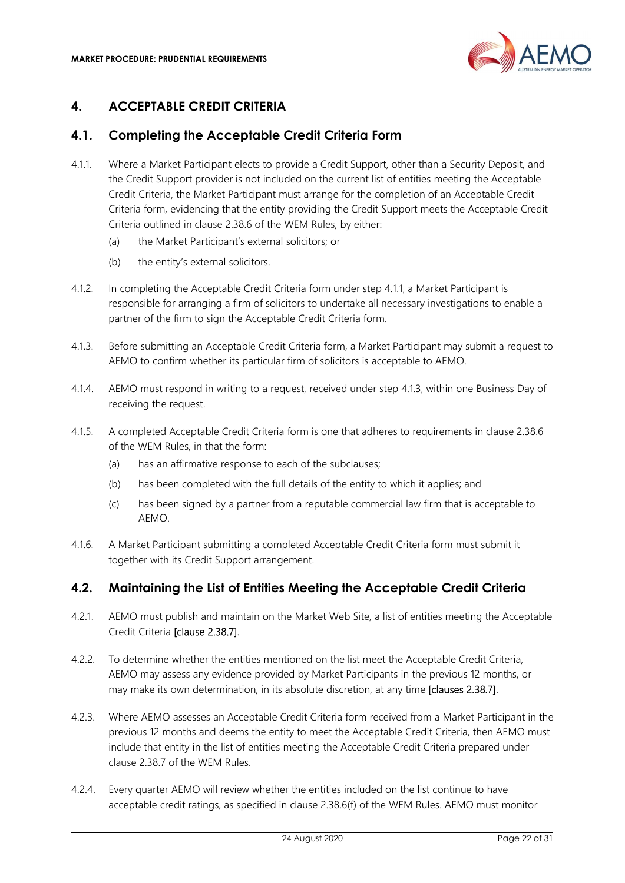# 4. ACCEPTABLE CREDIT CRITERIA

## 4.1. Completing the Acceptable Credit Criteria Form

4.1.1. Where a Market Participant elects to provide a Credit Support, other than a Security Deposit, and the Credit Support provider is not included on the current list of entities meeting the Acceptable Credit Criteria, the Market Participant must arrange for the completion of an Acceptable Credit Criteria form, evidencing that the entity providing the Credit Support meets the Acceptable Credit Criteria outlined in clause 2.38.6 of the WEM Rules, by either:

(a) the Market Participant's external solicitors; or

(b) the entity's external solicitors.

4.1.2. In completing the Acceptable Credit Criteria form under step 4.1.1, a Market Participant is responsible for arranging a firm of solicitors to undertake all necessary investigations to enable a partner of the firm to sign the Acceptable Credit Criteria form.

4.1.3. Before submitting an Acceptable Credit Criteria form, a Market Participant may submit a request to AEMO to confirm whether its particular firm of solicitors is acceptable to AEMO.

4.1.4. AEMO must respond in writing to a request, received under step 4.1.3, within one Business Day of receiving the request.

4.1.5. A completed Acceptable Credit Criteria form is one that adheres to requirements in clause 2.38.6 of the WEM Rules, in that the form:

(a) has an affirmative response to each of the subclauses;

(b) has been completed with the full details of the entity to which it applies; and

(c) has been signed by a partner from a reputable commercial law firm that is acceptable to AEMO.

4.1.6. A Market Participant submitting a completed Acceptable Credit Criteria form must submit it together with its Credit Support arrangement.

## 4.2. Maintaining the List of Entities Meeting the Acceptable Credit Criteria

4.2.1. AEMO must publish and maintain on the Market Web Site, a list of entities meeting the Acceptable Credit Criteria [clause 2.38.7].

4.2.2. To determine whether the entities mentioned on the list meet the Acceptable Credit Criteria, AEMO may assess any evidence provided by Market Participants in the previous 12 months, or may make its own determination, in its absolute discretion, at any time [clauses 2.38.7].

4.2.3. Where AEMO assesses an Acceptable Credit Criteria form received from a Market Participant in the previous 12 months and deems the entity to meet the Acceptable Credit Criteria, then AEMO must include that entity in the list of entities meeting the Acceptable Credit Criteria prepared under clause 2.38.7 of the WEM Rules.

4.2.4. Every quarter AEMO will review whether the entities included on the list continue to have acceptable credit ratings, as specified in clause 2.38.6(f) of the WEM Rules. AEMO must monitor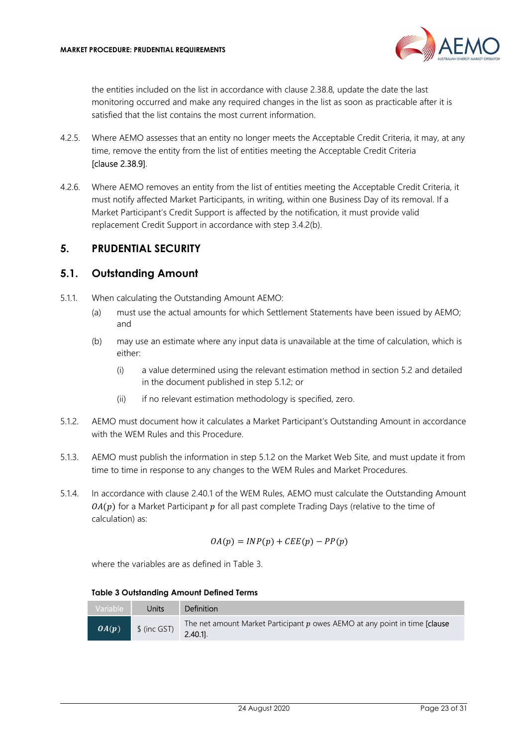the entities included on the list in accordance with clause 2.38.8, update the date the last monitoring occurred and make any required changes in the list as soon as practicable after it is satisfied that the list contains the most current information.

4.2.5. Where AEMO assesses that an entity no longer meets the Acceptable Credit Criteria, it may, at any time, remove the entity from the list of entities meeting the Acceptable Credit Criteria [clause 2.38.9].

4.2.6. Where AEMO removes an entity from the list of entities meeting the Acceptable Credit Criteria, it must notify affected Market Participants, in writing, within one Business Day of its removal. If a Market Participant's Credit Support is affected by the notification, it must provide valid replacement Credit Support in accordance with step 3.4.2(b).

# 5. PRUDENTIAL SECURITY

## 5.1. Outstanding Amount

5.1.1. When calculating the Outstanding Amount AEMO:

(a) must use the actual amounts for which Settlement Statements have been issued by AEMO; and

(b) may use an estimate where any input data is unavailable at the time of calculation, which is either:

(i) a value determined using the relevant estimation method in section 5.2 and detailed in the document published in step 5.1.2; or

(ii) if no relevant estimation methodology is specified, zero.

5.1.2. AEMO must document how it calculates a Market Participant's Outstanding Amount in accordance with the WEM Rules and this Procedure.

5.1.3. AEMO must publish the information in step 5.1.2 on the Market Web Site, and must update it from time to time in response to any changes to the WEM Rules and Market Procedures.

5.1.4. In accordance with clause 2.40.1 of the WEM Rules, AEMO must calculate the Outstanding Amount $OA(p)$ for a Market Participant $p$ for all past complete Trading Days (relative to the time of calculation) as:

$$OA(p) = INP(p) + CEE(p) - PP(p)$$

where the variables are as defined in Table 3.

**Table 3 Outstanding Amount Defined Terms**

| Variable | Units | Definition |
|---|---|---|
| $OA(p)$ | $ (inc GST) | The net amount Market Participant $p$ owes AEMO at any point in time [clause 2.40.1]. |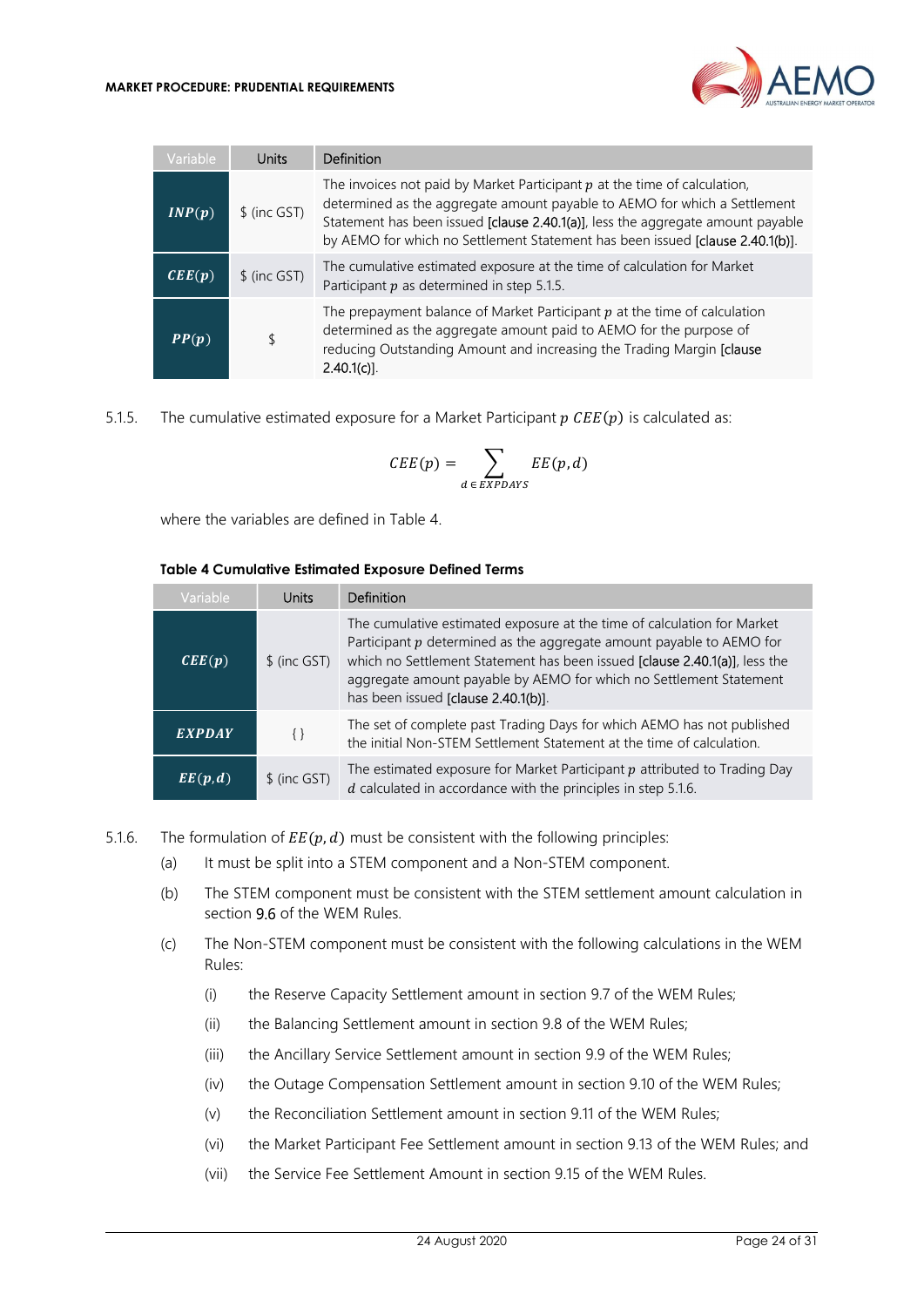| Variable | Units | Definition |
|---|---|---|
| $INP(p)$ | $ (inc GST) | The invoices not paid by Market Participant $p$ at the time of calculation, determined as the aggregate amount payable to AEMO for which a Settlement Statement has been issued [clause 2.40.1(a)], less the aggregate amount payable by AEMO for which no Settlement Statement has been issued [clause 2.40.1(b)]. |
| $CEE(p)$ | $ (inc GST) | The cumulative estimated exposure at the time of calculation for Market Participant $p$ as determined in step 5.1.5. |
| $PP(p)$ | $ | The prepayment balance of Market Participant $p$ at the time of calculation determined as the aggregate amount paid to AEMO for the purpose of reducing Outstanding Amount and increasing the Trading Margin [clause 2.40.1(c)]. |

5.1.5. The cumulative estimated exposure for a Market Participant $p$ $CEE(p)$ is calculated as:

$$CEE(p) = \sum_{d \in EXPDAYS} EE(p, d)$$

where the variables are defined in Table 4.

**Table 4 Cumulative Estimated Exposure Defined Terms**

| Variable | Units | Definition |
|---|---|---|
| $CEE(p)$ | $ (inc GST) | The cumulative estimated exposure at the time of calculation for Market Participant $p$ determined as the aggregate amount payable to AEMO for which no Settlement Statement has been issued [clause 2.40.1(a)], less the aggregate amount payable by AEMO for which no Settlement Statement has been issued [clause 2.40.1(b)]. |
| $EXPDAY$ | { } | The set of complete past Trading Days for which AEMO has not published the initial Non-STEM Settlement Statement at the time of calculation. |
| $EE(p, d)$ | $ (inc GST) | The estimated exposure for Market Participant $p$ attributed to Trading Day $d$ calculated in accordance with the principles in step 5.1.6. |

5.1.6. The formulation of $EE(p, d)$ must be consistent with the following principles:

(a) It must be split into a STEM component and a Non-STEM component.

(b) The STEM component must be consistent with the STEM settlement amount calculation in section 9.6 of the WEM Rules.

(c) The Non-STEM component must be consistent with the following calculations in the WEM Rules:

(i) the Reserve Capacity Settlement amount in section 9.7 of the WEM Rules;

(ii) the Balancing Settlement amount in section 9.8 of the WEM Rules;

(iii) the Ancillary Service Settlement amount in section 9.9 of the WEM Rules;

(iv) the Outage Compensation Settlement amount in section 9.10 of the WEM Rules;

(v) the Reconciliation Settlement amount in section 9.11 of the WEM Rules;

(vi) the Market Participant Fee Settlement amount in section 9.13 of the WEM Rules; and

(vii) the Service Fee Settlement Amount in section 9.15 of the WEM Rules.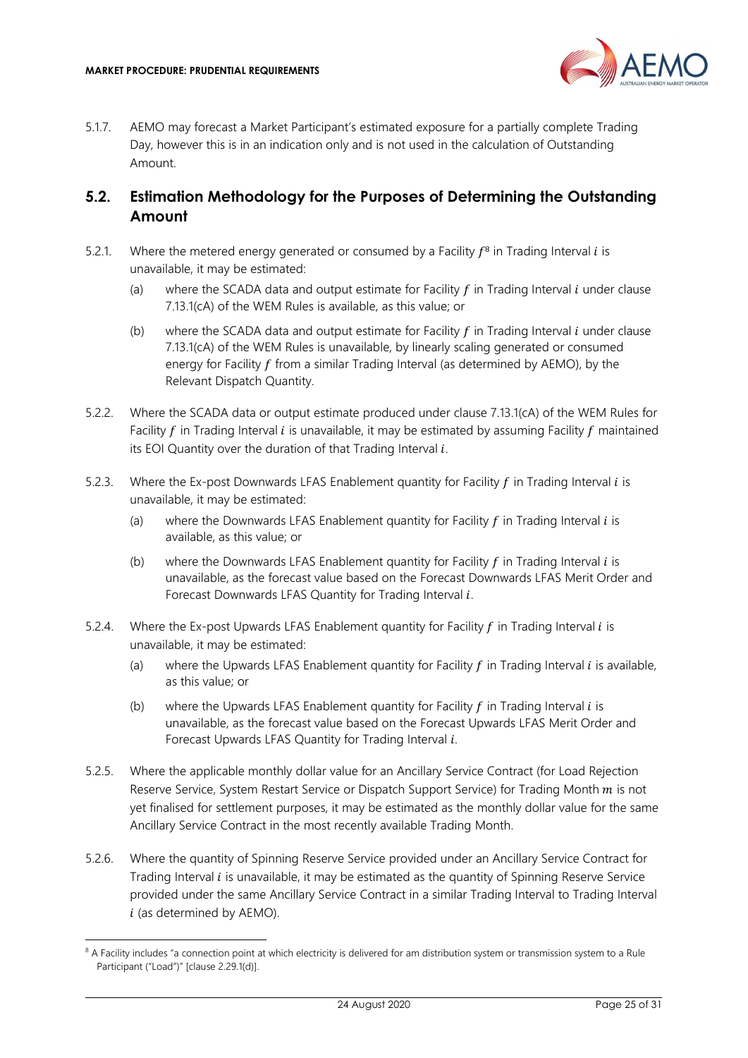5.1.7. AEMO may forecast a Market Participant's estimated exposure for a partially complete Trading Day, however this is in an indication only and is not used in the calculation of Outstanding Amount.

## 5.2. Estimation Methodology for the Purposes of Determining the Outstanding Amount

5.2.1. Where the metered energy generated or consumed by a Facility $f$[8] in Trading Interval $i$ is unavailable, it may be estimated:

(a) where the SCADA data and output estimate for Facility $f$ in Trading Interval $i$ under clause 7.13.1(cA) of the WEM Rules is available, as this value; or

(b) where the SCADA data and output estimate for Facility $f$ in Trading Interval $i$ under clause 7.13.1(cA) of the WEM Rules is unavailable, by linearly scaling generated or consumed energy for Facility $f$ from a similar Trading Interval (as determined by AEMO), by the Relevant Dispatch Quantity.

5.2.2. Where the SCADA data or output estimate produced under clause 7.13.1(cA) of the WEM Rules for Facility $f$ in Trading Interval $i$ is unavailable, it may be estimated by assuming Facility $f$ maintained its EOI Quantity over the duration of that Trading Interval $i$.

5.2.3. Where the Ex-post Downwards LFAS Enablement quantity for Facility $f$ in Trading Interval $i$ is unavailable, it may be estimated:

(a) where the Downwards LFAS Enablement quantity for Facility $f$ in Trading Interval $i$ is available, as this value; or

(b) where the Downwards LFAS Enablement quantity for Facility $f$ in Trading Interval $i$ is unavailable, as the forecast value based on the Forecast Downwards LFAS Merit Order and Forecast Downwards LFAS Quantity for Trading Interval $i$.

5.2.4. Where the Ex-post Upwards LFAS Enablement quantity for Facility $f$ in Trading Interval $i$ is unavailable, it may be estimated:

(a) where the Upwards LFAS Enablement quantity for Facility $f$ in Trading Interval $i$ is available, as this value; or

(b) where the Upwards LFAS Enablement quantity for Facility $f$ in Trading Interval $i$ is unavailable, as the forecast value based on the Forecast Upwards LFAS Merit Order and Forecast Upwards LFAS Quantity for Trading Interval $i$.

5.2.5. Where the applicable monthly dollar value for an Ancillary Service Contract (for Load Rejection Reserve Service, System Restart Service or Dispatch Support Service) for Trading Month $m$ is not yet finalised for settlement purposes, it may be estimated as the monthly dollar value for the same Ancillary Service Contract in the most recently available Trading Month.

5.2.6. Where the quantity of Spinning Reserve Service provided under an Ancillary Service Contract for Trading Interval $i$ is unavailable, it may be estimated as the quantity of Spinning Reserve Service provided under the same Ancillary Service Contract in a similar Trading Interval to Trading Interval $i$ (as determined by AEMO).

[8] A Facility includes "a connection point at which electricity is delivered for am distribution system or transmission system to a Rule Participant ("Load")" [clause 2.29.1(d)].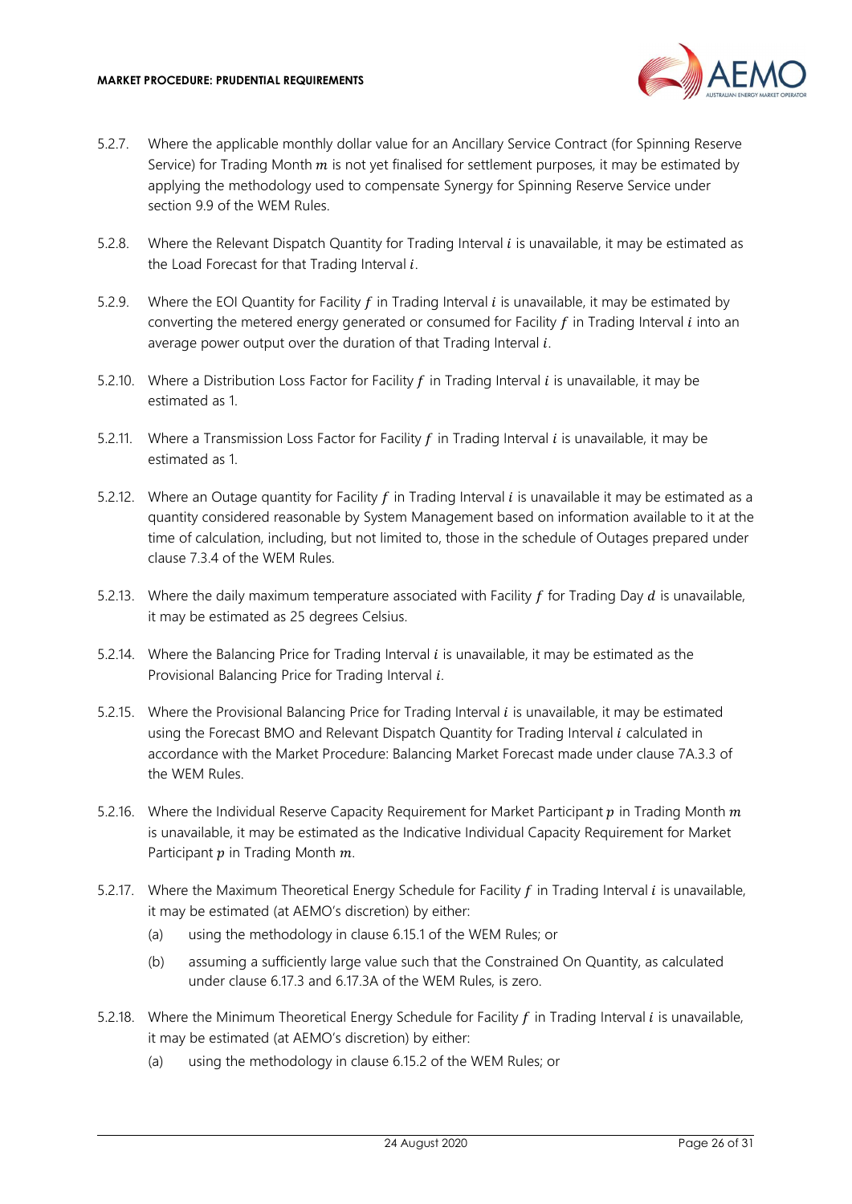5.2.7. Where the applicable monthly dollar value for an Ancillary Service Contract (for Spinning Reserve Service) for Trading Month $m$ is not yet finalised for settlement purposes, it may be estimated by applying the methodology used to compensate Synergy for Spinning Reserve Service under section 9.9 of the WEM Rules.

5.2.8. Where the Relevant Dispatch Quantity for Trading Interval $i$ is unavailable, it may be estimated as the Load Forecast for that Trading Interval $i$.

5.2.9. Where the EOI Quantity for Facility $f$ in Trading Interval $i$ is unavailable, it may be estimated by converting the metered energy generated or consumed for Facility $f$ in Trading Interval $i$ into an average power output over the duration of that Trading Interval $i$.

5.2.10. Where a Distribution Loss Factor for Facility $f$ in Trading Interval $i$ is unavailable, it may be estimated as 1.

5.2.11. Where a Transmission Loss Factor for Facility $f$ in Trading Interval $i$ is unavailable, it may be estimated as 1.

5.2.12. Where an Outage quantity for Facility $f$ in Trading Interval $i$ is unavailable it may be estimated as a quantity considered reasonable by System Management based on information available to it at the time of calculation, including, but not limited to, those in the schedule of Outages prepared under clause 7.3.4 of the WEM Rules.

5.2.13. Where the daily maximum temperature associated with Facility $f$ for Trading Day $d$ is unavailable, it may be estimated as 25 degrees Celsius.

5.2.14. Where the Balancing Price for Trading Interval $i$ is unavailable, it may be estimated as the Provisional Balancing Price for Trading Interval $i$.

5.2.15. Where the Provisional Balancing Price for Trading Interval $i$ is unavailable, it may be estimated using the Forecast BMO and Relevant Dispatch Quantity for Trading Interval $i$ calculated in accordance with the Market Procedure: Balancing Market Forecast made under clause 7A.3.3 of the WEM Rules.

5.2.16. Where the Individual Reserve Capacity Requirement for Market Participant $p$ in Trading Month $m$ is unavailable, it may be estimated as the Indicative Individual Capacity Requirement for Market Participant $p$ in Trading Month $m$.

5.2.17. Where the Maximum Theoretical Energy Schedule for Facility $f$ in Trading Interval $i$ is unavailable, it may be estimated (at AEMO's discretion) by either:

(a) using the methodology in clause 6.15.1 of the WEM Rules; or

(b) assuming a sufficiently large value such that the Constrained On Quantity, as calculated under clause 6.17.3 and 6.17.3A of the WEM Rules, is zero.

5.2.18. Where the Minimum Theoretical Energy Schedule for Facility $f$ in Trading Interval $i$ is unavailable, it may be estimated (at AEMO's discretion) by either:

(a) using the methodology in clause 6.15.2 of the WEM Rules; or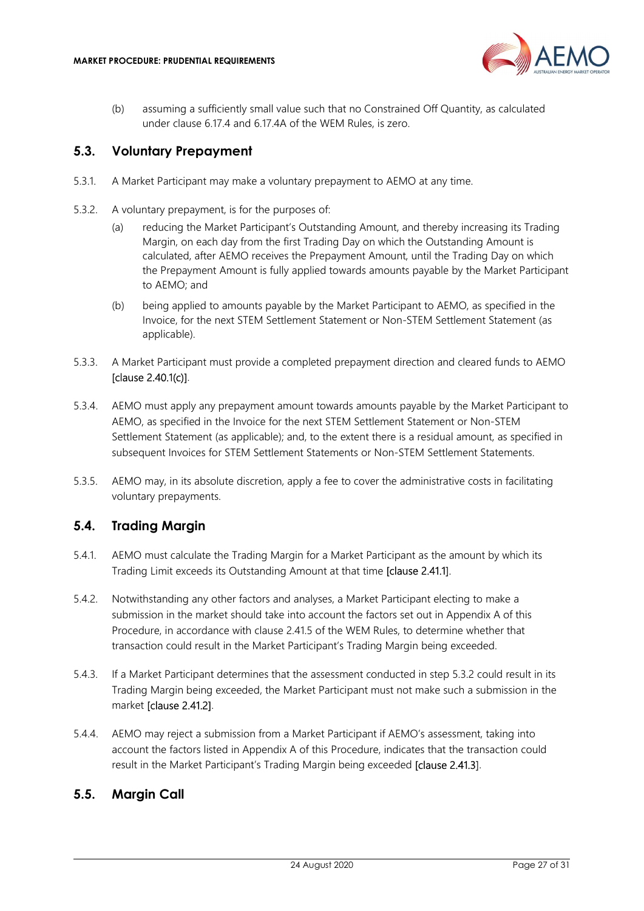(b) assuming a sufficiently small value such that no Constrained Off Quantity, as calculated under clause 6.17.4 and 6.17.4A of the WEM Rules, is zero.

## 5.3. Voluntary Prepayment

5.3.1. A Market Participant may make a voluntary prepayment to AEMO at any time.

5.3.2. A voluntary prepayment, is for the purposes of:

(a) reducing the Market Participant's Outstanding Amount, and thereby increasing its Trading Margin, on each day from the first Trading Day on which the Outstanding Amount is calculated, after AEMO receives the Prepayment Amount, until the Trading Day on which the Prepayment Amount is fully applied towards amounts payable by the Market Participant to AEMO; and

(b) being applied to amounts payable by the Market Participant to AEMO, as specified in the Invoice, for the next STEM Settlement Statement or Non-STEM Settlement Statement (as applicable).

5.3.3. A Market Participant must provide a completed prepayment direction and cleared funds to AEMO [clause 2.40.1(c)].

5.3.4. AEMO must apply any prepayment amount towards amounts payable by the Market Participant to AEMO, as specified in the Invoice for the next STEM Settlement Statement or Non-STEM Settlement Statement (as applicable); and, to the extent there is a residual amount, as specified in subsequent Invoices for STEM Settlement Statements or Non-STEM Settlement Statements.

5.3.5. AEMO may, in its absolute discretion, apply a fee to cover the administrative costs in facilitating voluntary prepayments.

## 5.4. Trading Margin

5.4.1. AEMO must calculate the Trading Margin for a Market Participant as the amount by which its Trading Limit exceeds its Outstanding Amount at that time [clause 2.41.1].

5.4.2. Notwithstanding any other factors and analyses, a Market Participant electing to make a submission in the market should take into account the factors set out in Appendix A of this Procedure, in accordance with clause 2.41.5 of the WEM Rules, to determine whether that transaction could result in the Market Participant's Trading Margin being exceeded.

5.4.3. If a Market Participant determines that the assessment conducted in step 5.3.2 could result in its Trading Margin being exceeded, the Market Participant must not make such a submission in the market [clause 2.41.2].

5.4.4. AEMO may reject a submission from a Market Participant if AEMO's assessment, taking into account the factors listed in Appendix A of this Procedure, indicates that the transaction could result in the Market Participant's Trading Margin being exceeded [clause 2.41.3].

## 5.5. Margin Call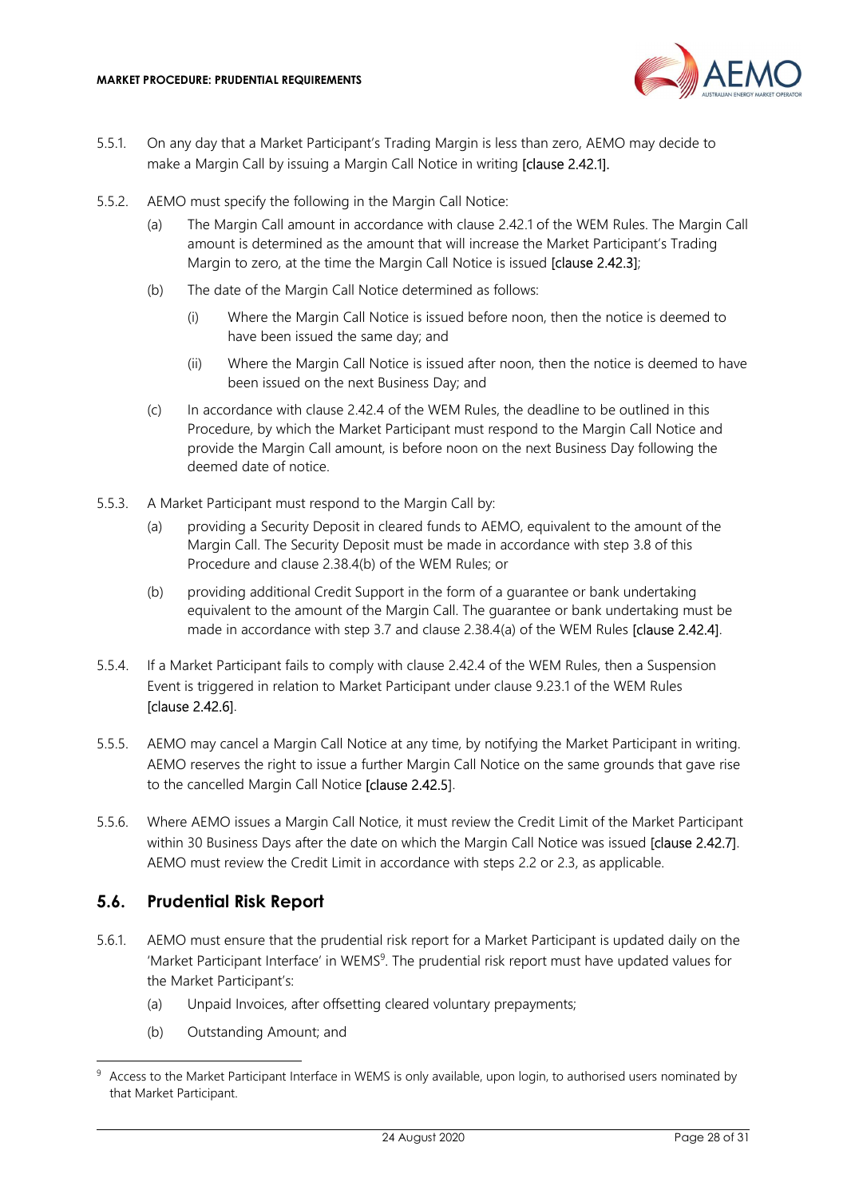5.5.1. On any day that a Market Participant's Trading Margin is less than zero, AEMO may decide to make a Margin Call by issuing a Margin Call Notice in writing [clause 2.42.1].

5.5.2. AEMO must specify the following in the Margin Call Notice:

(a) The Margin Call amount in accordance with clause 2.42.1 of the WEM Rules. The Margin Call amount is determined as the amount that will increase the Market Participant's Trading Margin to zero, at the time the Margin Call Notice is issued [clause 2.42.3];

(b) The date of the Margin Call Notice determined as follows:

(i) Where the Margin Call Notice is issued before noon, then the notice is deemed to have been issued the same day; and

(ii) Where the Margin Call Notice is issued after noon, then the notice is deemed to have been issued on the next Business Day; and

(c) In accordance with clause 2.42.4 of the WEM Rules, the deadline to be outlined in this Procedure, by which the Market Participant must respond to the Margin Call Notice and provide the Margin Call amount, is before noon on the next Business Day following the deemed date of notice.

5.5.3. A Market Participant must respond to the Margin Call by:

(a) providing a Security Deposit in cleared funds to AEMO, equivalent to the amount of the Margin Call. The Security Deposit must be made in accordance with step 3.8 of this Procedure and clause 2.38.4(b) of the WEM Rules; or

(b) providing additional Credit Support in the form of a guarantee or bank undertaking equivalent to the amount of the Margin Call. The guarantee or bank undertaking must be made in accordance with step 3.7 and clause 2.38.4(a) of the WEM Rules [clause 2.42.4].

5.5.4. If a Market Participant fails to comply with clause 2.42.4 of the WEM Rules, then a Suspension Event is triggered in relation to Market Participant under clause 9.23.1 of the WEM Rules [clause 2.42.6].

5.5.5. AEMO may cancel a Margin Call Notice at any time, by notifying the Market Participant in writing. AEMO reserves the right to issue a further Margin Call Notice on the same grounds that gave rise to the cancelled Margin Call Notice [clause 2.42.5].

5.5.6. Where AEMO issues a Margin Call Notice, it must review the Credit Limit of the Market Participant within 30 Business Days after the date on which the Margin Call Notice was issued [clause 2.42.7]. AEMO must review the Credit Limit in accordance with steps 2.2 or 2.3, as applicable.

## 5.6. Prudential Risk Report

5.6.1. AEMO must ensure that the prudential risk report for a Market Participant is updated daily on the 'Market Participant Interface' in WEMS[9]. The prudential risk report must have updated values for the Market Participant's:

(a) Unpaid Invoices, after offsetting cleared voluntary prepayments;

(b) Outstanding Amount; and

[9] Access to the Market Participant Interface in WEMS is only available, upon login, to authorised users nominated by that Market Participant.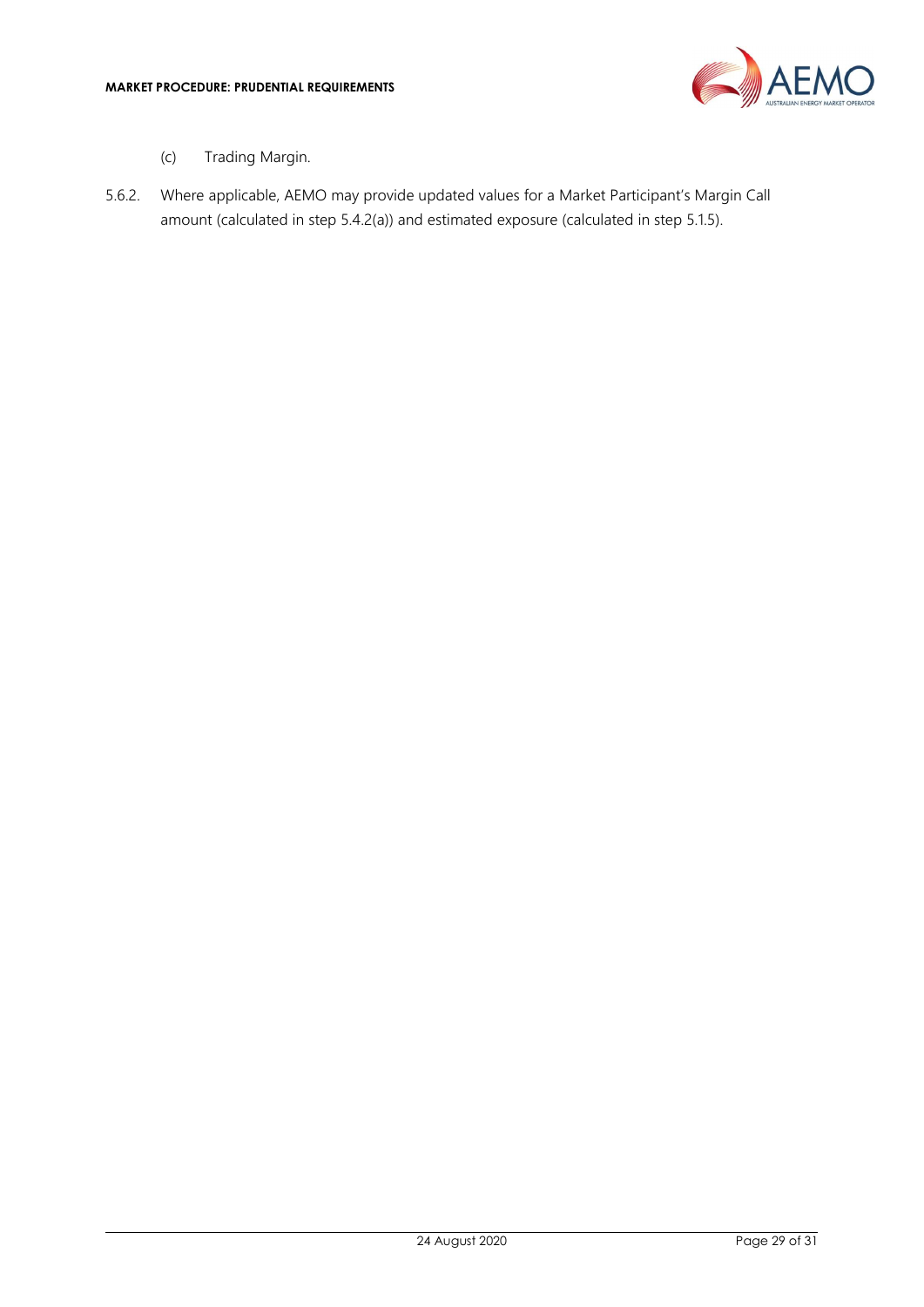(c) Trading Margin.

5.6.2. Where applicable, AEMO may provide updated values for a Market Participant's Margin Call amount (calculated in step 5.4.2(a)) and estimated exposure (calculated in step 5.1.5).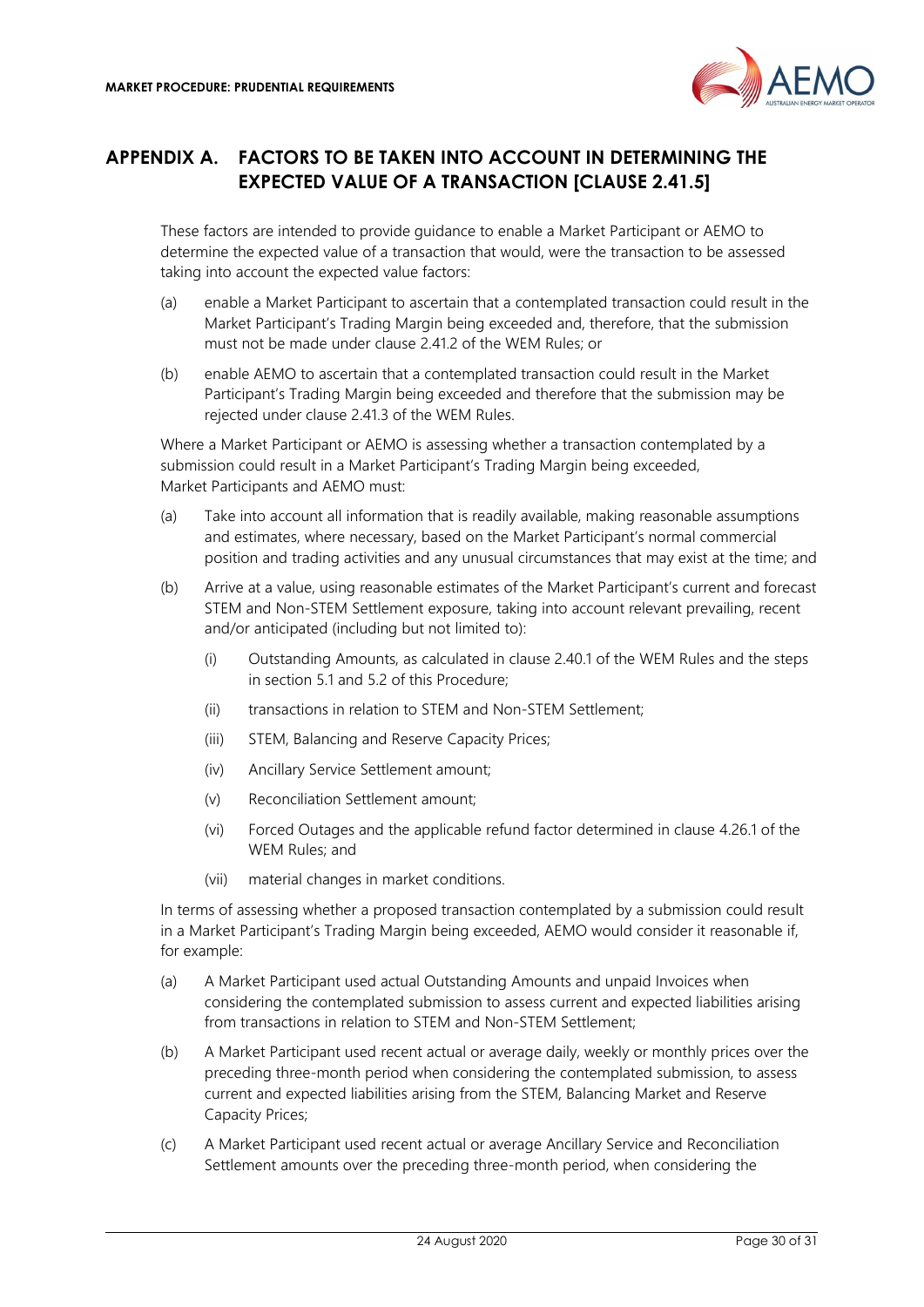# APPENDIX A. FACTORS TO BE TAKEN INTO ACCOUNT IN DETERMINING THE EXPECTED VALUE OF A TRANSACTION [CLAUSE 2.41.5]

These factors are intended to provide guidance to enable a Market Participant or AEMO to determine the expected value of a transaction that would, were the transaction to be assessed taking into account the expected value factors:

(a) enable a Market Participant to ascertain that a contemplated transaction could result in the Market Participant's Trading Margin being exceeded and, therefore, that the submission must not be made under clause 2.41.2 of the WEM Rules; or

(b) enable AEMO to ascertain that a contemplated transaction could result in the Market Participant's Trading Margin being exceeded and therefore that the submission may be rejected under clause 2.41.3 of the WEM Rules.

Where a Market Participant or AEMO is assessing whether a transaction contemplated by a submission could result in a Market Participant's Trading Margin being exceeded, Market Participants and AEMO must:

(a) Take into account all information that is readily available, making reasonable assumptions and estimates, where necessary, based on the Market Participant's normal commercial position and trading activities and any unusual circumstances that may exist at the time; and

(b) Arrive at a value, using reasonable estimates of the Market Participant's current and forecast STEM and Non-STEM Settlement exposure, taking into account relevant prevailing, recent and/or anticipated (including but not limited to):

   (i) Outstanding Amounts, as calculated in clause 2.40.1 of the WEM Rules and the steps in section 5.1 and 5.2 of this Procedure;

   (ii) transactions in relation to STEM and Non-STEM Settlement;

   (iii) STEM, Balancing and Reserve Capacity Prices;

   (iv) Ancillary Service Settlement amount;

   (v) Reconciliation Settlement amount;

   (vi) Forced Outages and the applicable refund factor determined in clause 4.26.1 of the WEM Rules; and

   (vii) material changes in market conditions.

In terms of assessing whether a proposed transaction contemplated by a submission could result in a Market Participant's Trading Margin being exceeded, AEMO would consider it reasonable if, for example:

(a) A Market Participant used actual Outstanding Amounts and unpaid Invoices when considering the contemplated submission to assess current and expected liabilities arising from transactions in relation to STEM and Non-STEM Settlement;

(b) A Market Participant used recent actual or average daily, weekly or monthly prices over the preceding three-month period when considering the contemplated submission, to assess current and expected liabilities arising from the STEM, Balancing Market and Reserve Capacity Prices;

(c) A Market Participant used recent actual or average Ancillary Service and Reconciliation Settlement amounts over the preceding three-month period, when considering the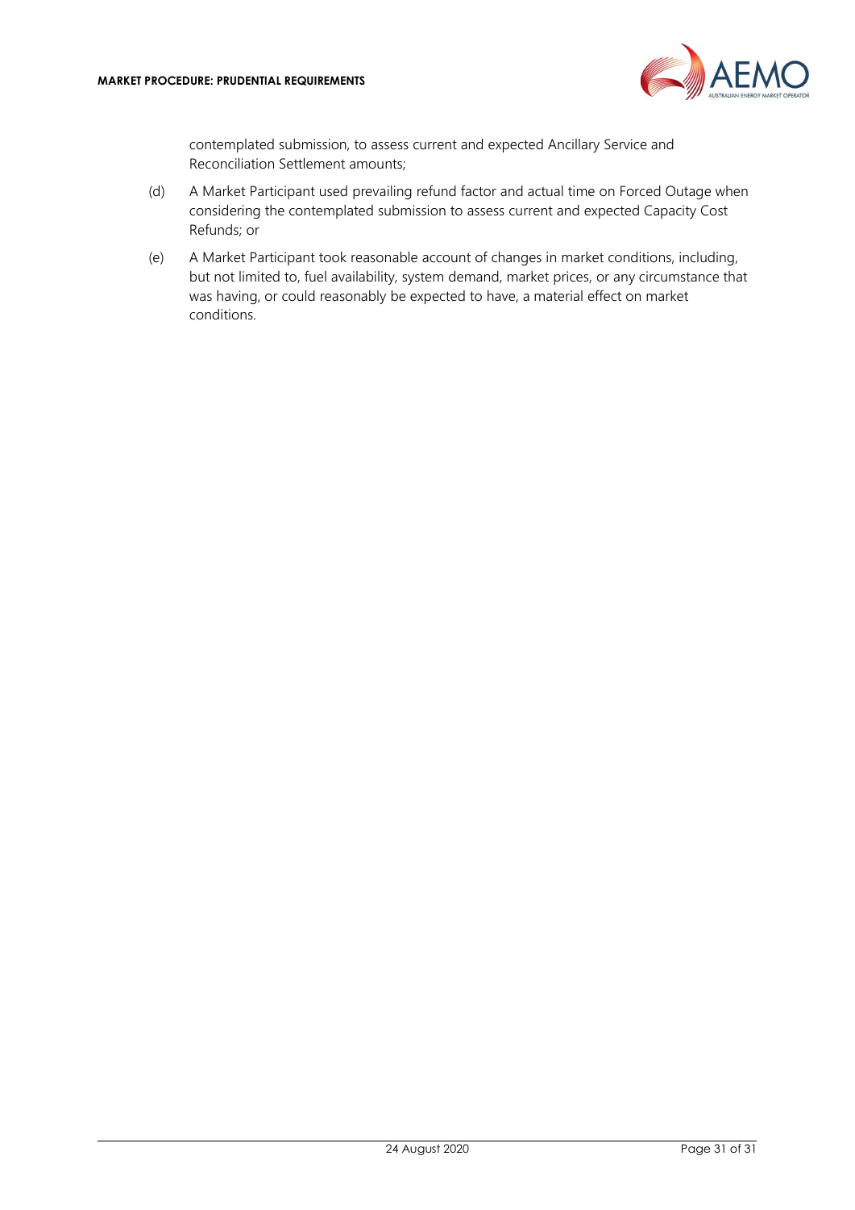contemplated submission, to assess current and expected Ancillary Service and Reconciliation Settlement amounts;

(d) A Market Participant used prevailing refund factor and actual time on Forced Outage when considering the contemplated submission to assess current and expected Capacity Cost Refunds; or

(e) A Market Participant took reasonable account of changes in market conditions, including, but not limited to, fuel availability, system demand, market prices, or any circumstance that was having, or could reasonably be expected to have, a material effect on market conditions.